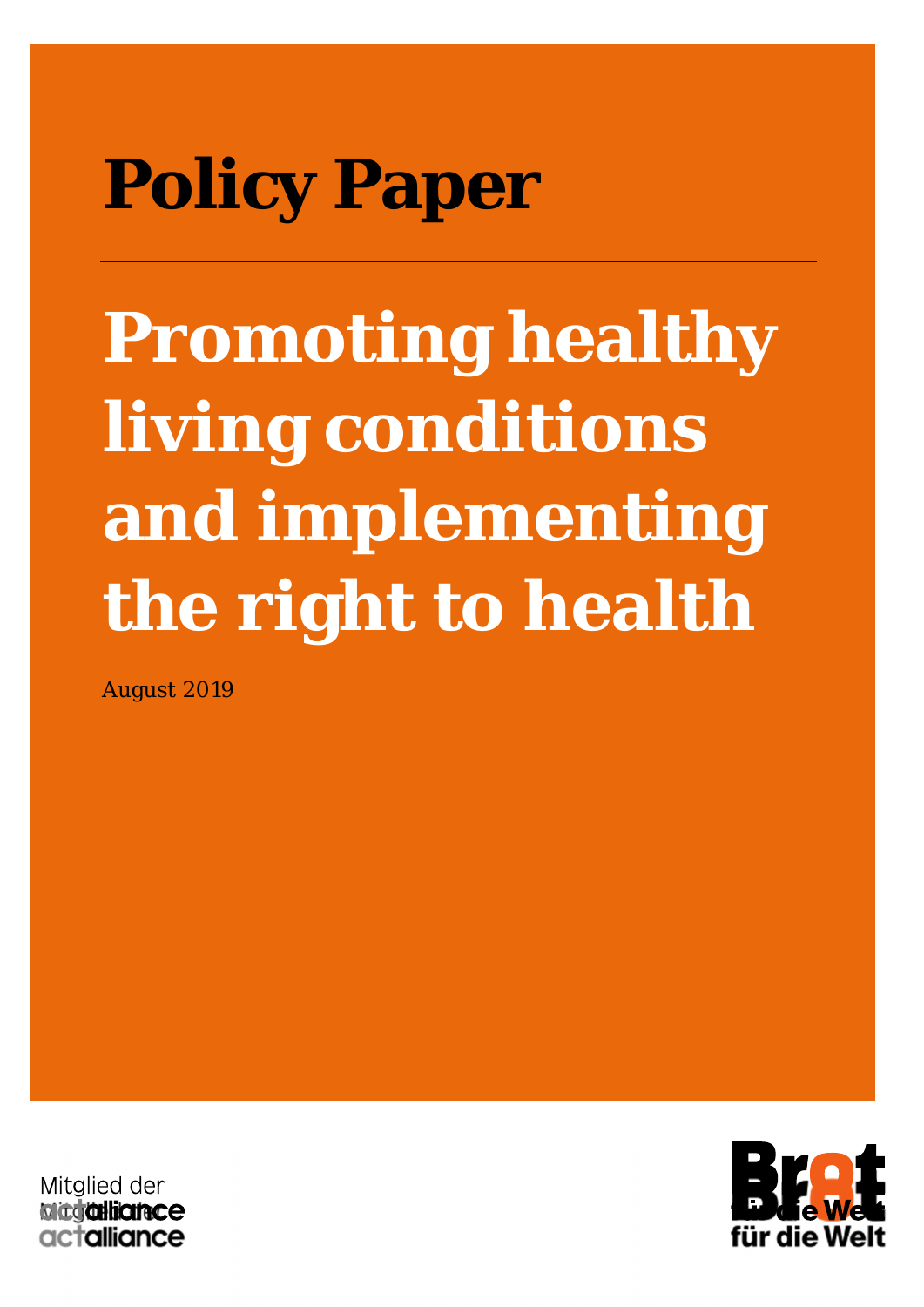# Policy Paper

# Promoting healthy living conditions and implementing the right to health

August 2019

Mitglied der actalliance

Brot für die Welt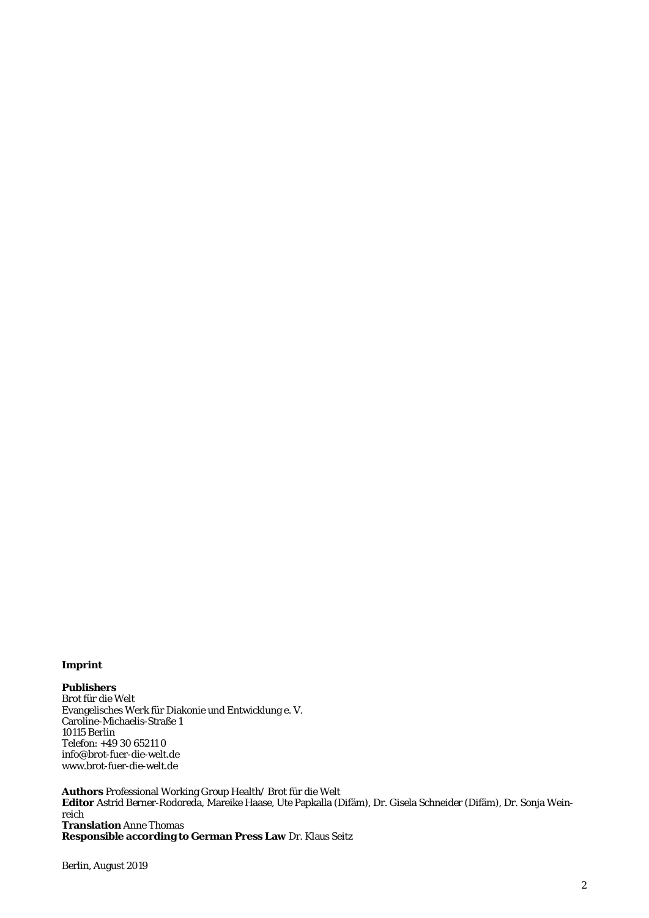**Imprint**

**Publishers**
Brot für die Welt
Evangelisches Werk für Diakonie und Entwicklung e. V.
Caroline-Michaelis-Straße 1
10115 Berlin
Telefon: +49 30 65211 0
info@brot-fuer-die-welt.de
www.brot-fuer-die-welt.de

**Authors** Professional Working Group Health/ Brot für die Welt
**Editor** Astrid Berner-Rodoreda, Mareike Haase, Ute Papkalla (Difäm), Dr. Gisela Schneider (Difäm), Dr. Sonja Weinreich
**Translation** Anne Thomas
**Responsible according to German Press Law** Dr. Klaus Seitz

Berlin, August 2019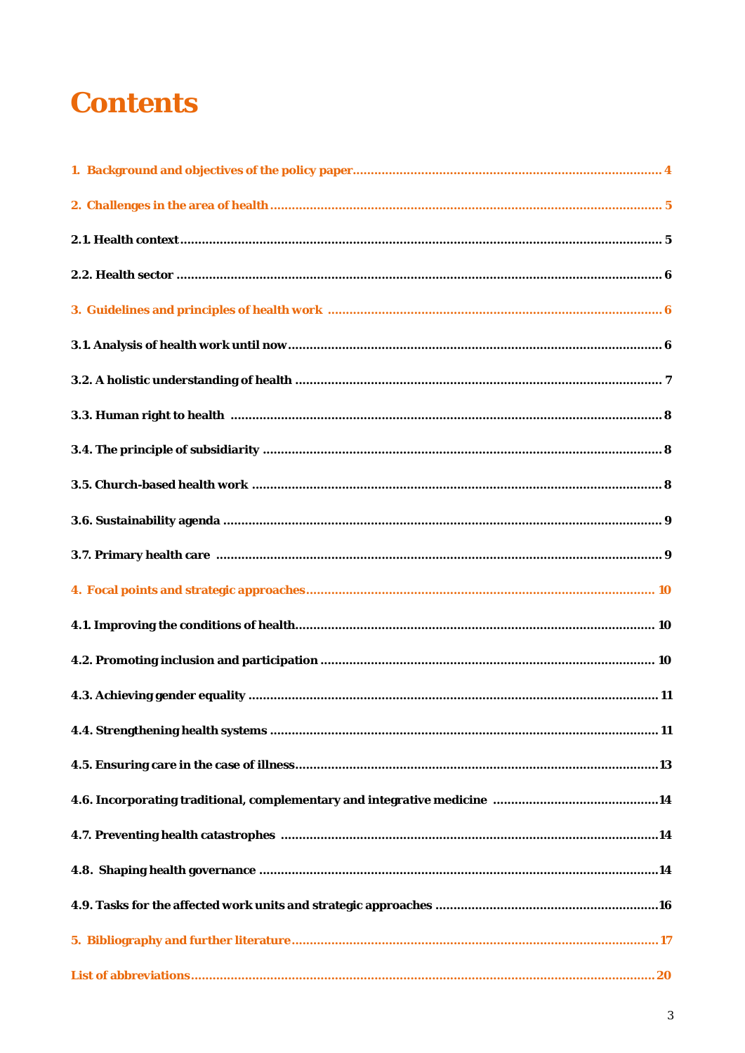# Contents

1. Background and objectives of the policy paper .................... 4

2. Challenges in the area of health .................... 5

2.1. Health context .................... 5

2.2. Health sector .................... 6

3. Guidelines and principles of health work .................... 6

3.1. Analysis of health work until now .................... 6

3.2. A holistic understanding of health .................... 7

3.3. Human right to health .................... 8

3.4. The principle of subsidiarity .................... 8

3.5. Church-based health work .................... 8

3.6. Sustainability agenda .................... 9

3.7. Primary health care .................... 9

4. Focal points and strategic approaches .................... 10

4.1. Improving the conditions of health .................... 10

4.2. Promoting inclusion and participation .................... 10

4.3. Achieving gender equality .................... 11

4.4. Strengthening health systems .................... 11

4.5. Ensuring care in the case of illness .................... 13

4.6. Incorporating traditional, complementary and integrative medicine .................... 14

4.7. Preventing health catastrophes .................... 14

4.8. Shaping health governance .................... 14

4.9. Tasks for the affected work units and strategic approaches .................... 16

5. Bibliography and further literature .................... 17

List of abbreviations .................... 20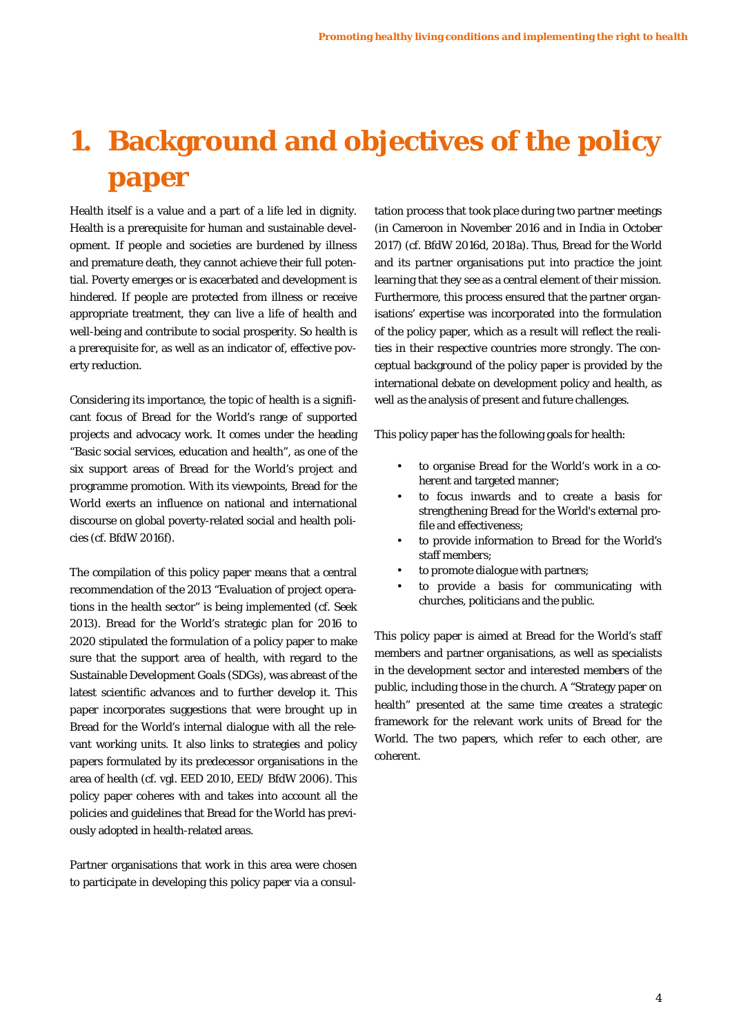# 1. Background and objectives of the policy paper

Health itself is a value and a part of a life led in dignity. Health is a prerequisite for human and sustainable development. If people and societies are burdened by illness and premature death, they cannot achieve their full potential. Poverty emerges or is exacerbated and development is hindered. If people are protected from illness or receive appropriate treatment, they can live a life of health and well-being and contribute to social prosperity. So health is a prerequisite for, as well as an indicator of, effective poverty reduction.

Considering its importance, the topic of health is a significant focus of Bread for the World's range of supported projects and advocacy work. It comes under the heading "Basic social services, education and health", as one of the six support areas of Bread for the World's project and programme promotion. With its viewpoints, Bread for the World exerts an influence on national and international discourse on global poverty-related social and health policies (cf. BfdW 2016f).

The compilation of this policy paper means that a central recommendation of the 2013 "Evaluation of project operations in the health sector" is being implemented (cf. Seek 2013). Bread for the World's strategic plan for 2016 to 2020 stipulated the formulation of a policy paper to make sure that the support area of health, with regard to the Sustainable Development Goals (SDGs), was abreast of the latest scientific advances and to further develop it. This paper incorporates suggestions that were brought up in Bread for the World's internal dialogue with all the relevant working units. It also links to strategies and policy papers formulated by its predecessor organisations in the area of health (cf. vgl. EED 2010, EED/ BfdW 2006). This policy paper coheres with and takes into account all the policies and guidelines that Bread for the World has previously adopted in health-related areas.

Partner organisations that work in this area were chosen to participate in developing this policy paper via a consultation process that took place during two partner meetings (in Cameroon in November 2016 and in India in October 2017) (cf. BfdW 2016d, 2018a). Thus, Bread for the World and its partner organisations put into practice the joint learning that they see as a central element of their mission. Furthermore, this process ensured that the partner organisations' expertise was incorporated into the formulation of the policy paper, which as a result will reflect the realities in their respective countries more strongly. The conceptual background of the policy paper is provided by the international debate on development policy and health, as well as the analysis of present and future challenges.

This policy paper has the following goals for health:

- to organise Bread for the World's work in a coherent and targeted manner;
- to focus inwards and to create a basis for strengthening Bread for the World's external profile and effectiveness;
- to provide information to Bread for the World's staff members;
- to promote dialogue with partners;
- to provide a basis for communicating with churches, politicians and the public.

This policy paper is aimed at Bread for the World's staff members and partner organisations, as well as specialists in the development sector and interested members of the public, including those in the church. A "Strategy paper on health" presented at the same time creates a strategic framework for the relevant work units of Bread for the World. The two papers, which refer to each other, are coherent.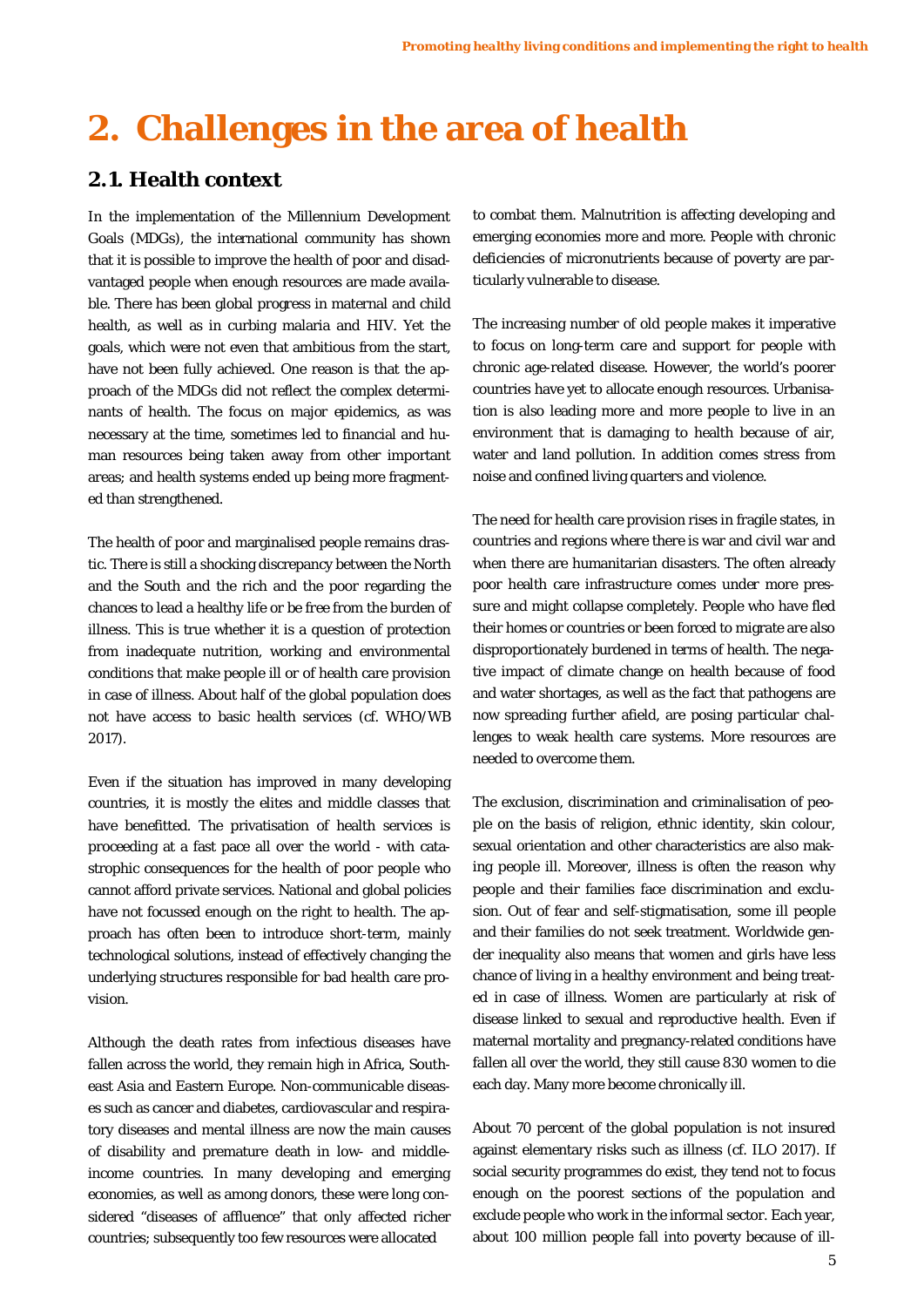# 2. Challenges in the area of health

## 2.1. Health context

In the implementation of the Millennium Development Goals (MDGs), the international community has shown that it is possible to improve the health of poor and disadvantaged people when enough resources are made available. There has been global progress in maternal and child health, as well as in curbing malaria and HIV. Yet the goals, which were not even that ambitious from the start, have not been fully achieved. One reason is that the approach of the MDGs did not reflect the complex determinants of health. The focus on major epidemics, as was necessary at the time, sometimes led to financial and human resources being taken away from other important areas; and health systems ended up being more fragmented than strengthened.

The health of poor and marginalised people remains drastic. There is still a shocking discrepancy between the North and the South and the rich and the poor regarding the chances to lead a healthy life or be free from the burden of illness. This is true whether it is a question of protection from inadequate nutrition, working and environmental conditions that make people ill or of health care provision in case of illness. About half of the global population does not have access to basic health services (cf. WHO/WB 2017).

Even if the situation has improved in many developing countries, it is mostly the elites and middle classes that have benefitted. The privatisation of health services is proceeding at a fast pace all over the world - with catastrophic consequences for the health of poor people who cannot afford private services. National and global policies have not focussed enough on the right to health. The approach has often been to introduce short-term, mainly technological solutions, instead of effectively changing the underlying structures responsible for bad health care provision.

Although the death rates from infectious diseases have fallen across the world, they remain high in Africa, Southeast Asia and Eastern Europe. Non-communicable diseases such as cancer and diabetes, cardiovascular and respiratory diseases and mental illness are now the main causes of disability and premature death in low- and middle-income countries. In many developing and emerging economies, as well as among donors, these were long considered "diseases of affluence" that only affected richer countries; subsequently too few resources were allocated to combat them. Malnutrition is affecting developing and emerging economies more and more. People with chronic deficiencies of micronutrients because of poverty are particularly vulnerable to disease.

The increasing number of old people makes it imperative to focus on long-term care and support for people with chronic age-related disease. However, the world's poorer countries have yet to allocate enough resources. Urbanisation is also leading more and more people to live in an environment that is damaging to health because of air, water and land pollution. In addition comes stress from noise and confined living quarters and violence.

The need for health care provision rises in fragile states, in countries and regions where there is war and civil war and when there are humanitarian disasters. The often already poor health care infrastructure comes under more pressure and might collapse completely. People who have fled their homes or countries or been forced to migrate are also disproportionately burdened in terms of health. The negative impact of climate change on health because of food and water shortages, as well as the fact that pathogens are now spreading further afield, are posing particular challenges to weak health care systems. More resources are needed to overcome them.

The exclusion, discrimination and criminalisation of people on the basis of religion, ethnic identity, skin colour, sexual orientation and other characteristics are also making people ill. Moreover, illness is often the reason why people and their families face discrimination and exclusion. Out of fear and self-stigmatisation, some ill people and their families do not seek treatment. Worldwide gender inequality also means that women and girls have less chance of living in a healthy environment and being treated in case of illness. Women are particularly at risk of disease linked to sexual and reproductive health. Even if maternal mortality and pregnancy-related conditions have fallen all over the world, they still cause 830 women to die each day. Many more become chronically ill.

About 70 percent of the global population is not insured against elementary risks such as illness (cf. ILO 2017). If social security programmes do exist, they tend not to focus enough on the poorest sections of the population and exclude people who work in the informal sector. Each year, about 100 million people fall into poverty because of ill-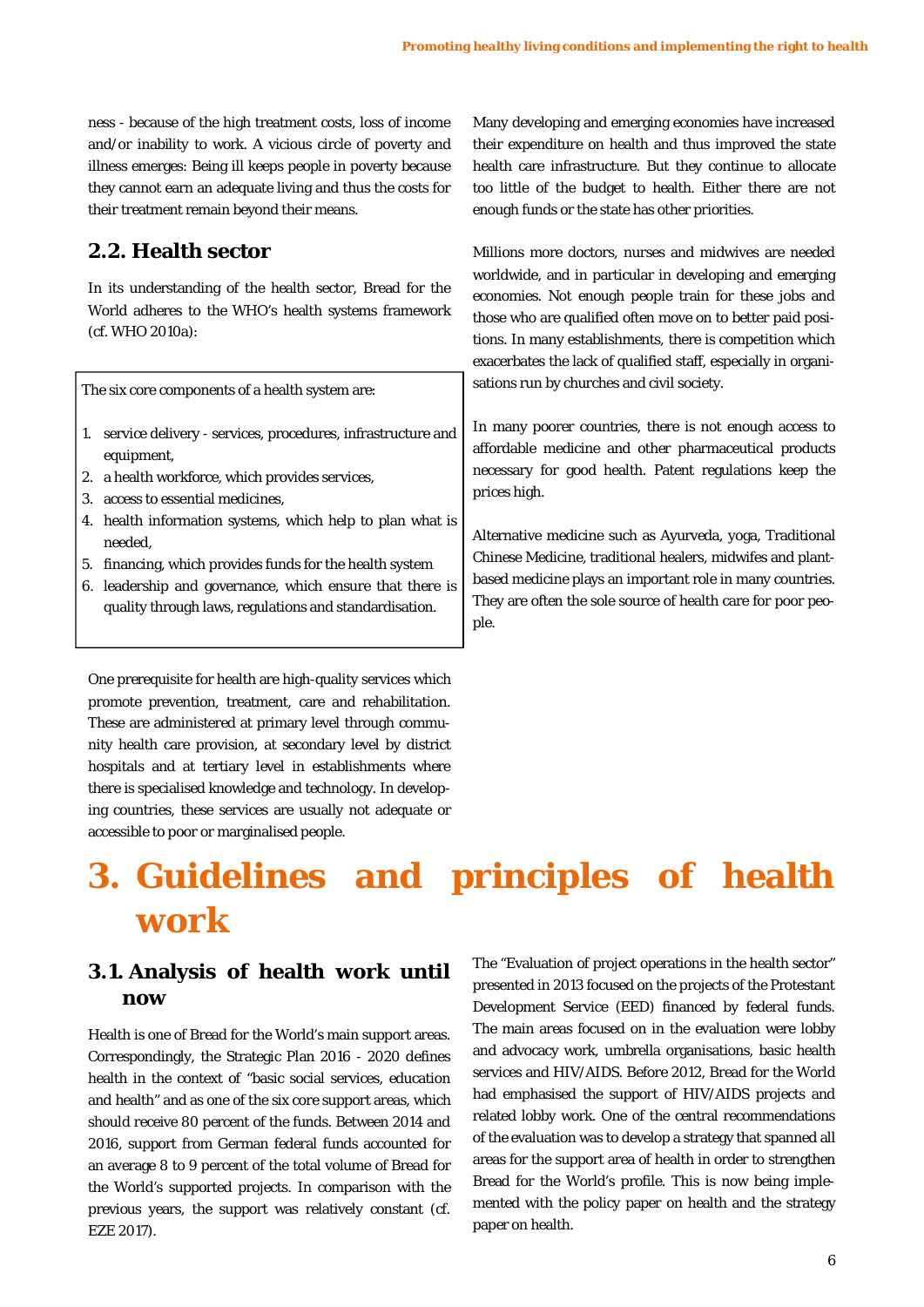ness - because of the high treatment costs, loss of income and/or inability to work. A vicious circle of poverty and illness emerges: Being ill keeps people in poverty because they cannot earn an adequate living and thus the costs for their treatment remain beyond their means.

## 2.2. Health sector

In its understanding of the health sector, Bread for the World adheres to the WHO's health systems framework (cf. WHO 2010a):

> The six core components of a health system are:
>
> 1. service delivery - services, procedures, infrastructure and equipment,
> 2. a health workforce, which provides services,
> 3. access to essential medicines,
> 4. health information systems, which help to plan what is needed,
> 5. financing, which provides funds for the health system
> 6. leadership and governance, which ensure that there is quality through laws, regulations and standardisation.

One prerequisite for health are high-quality services which promote prevention, treatment, care and rehabilitation. These are administered at primary level through community health care provision, at secondary level by district hospitals and at tertiary level in establishments where there is specialised knowledge and technology. In developing countries, these services are usually not adequate or accessible to poor or marginalised people.

Many developing and emerging economies have increased their expenditure on health and thus improved the state health care infrastructure. But they continue to allocate too little of the budget to health. Either there are not enough funds or the state has other priorities.

Millions more doctors, nurses and midwives are needed worldwide, and in particular in developing and emerging economies. Not enough people train for these jobs and those who are qualified often move on to better paid positions. In many establishments, there is competition which exacerbates the lack of qualified staff, especially in organisations run by churches and civil society.

In many poorer countries, there is not enough access to affordable medicine and other pharmaceutical products necessary for good health. Patent regulations keep the prices high.

Alternative medicine such as Ayurveda, yoga, Traditional Chinese Medicine, traditional healers, midwifes and plant-based medicine plays an important role in many countries. They are often the sole source of health care for poor people.

# 3. Guidelines and principles of health work

## 3.1. Analysis of health work until now

Health is one of Bread for the World's main support areas. Correspondingly, the Strategic Plan 2016 - 2020 defines health in the context of "basic social services, education and health" and as one of the six core support areas, which should receive 80 percent of the funds. Between 2014 and 2016, support from German federal funds accounted for an average 8 to 9 percent of the total volume of Bread for the World's supported projects. In comparison with the previous years, the support was relatively constant (cf. EZE 2017).

The "Evaluation of project operations in the health sector" presented in 2013 focused on the projects of the Protestant Development Service (EED) financed by federal funds. The main areas focused on in the evaluation were lobby and advocacy work, umbrella organisations, basic health services and HIV/AIDS. Before 2012, Bread for the World had emphasised the support of HIV/AIDS projects and related lobby work. One of the central recommendations of the evaluation was to develop a strategy that spanned all areas for the support area of health in order to strengthen Bread for the World's profile. This is now being implemented with the policy paper on health and the strategy paper on health.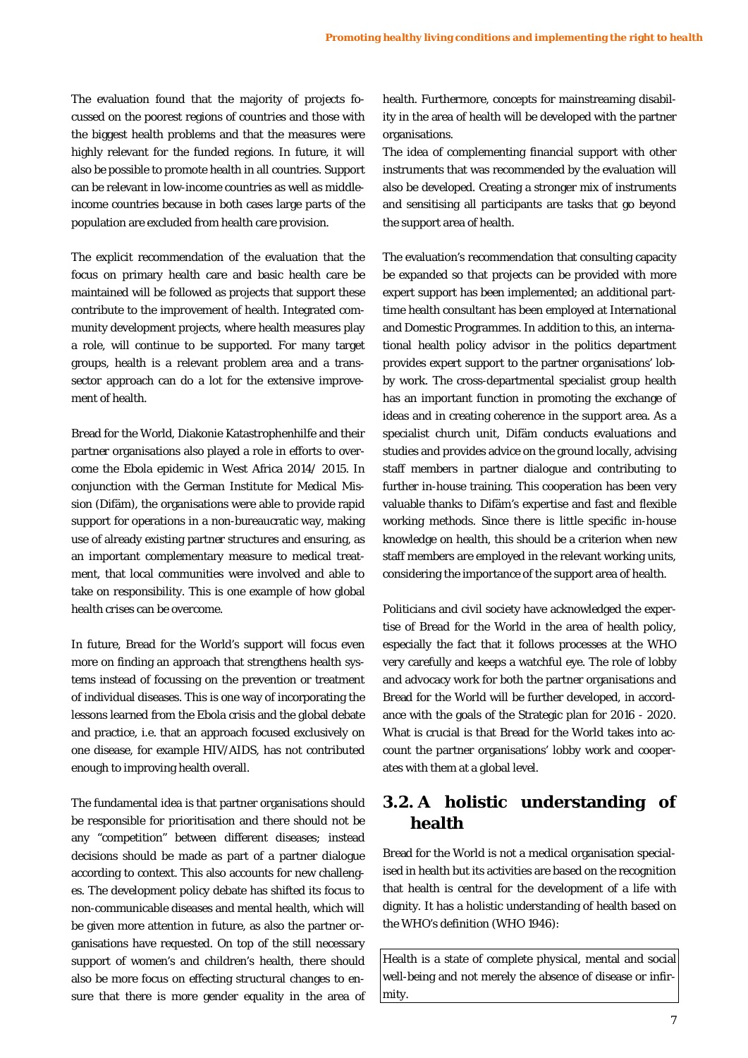The evaluation found that the majority of projects focussed on the poorest regions of countries and those with the biggest health problems and that the measures were highly relevant for the funded regions. In future, it will also be possible to promote health in all countries. Support can be relevant in low-income countries as well as middle-income countries because in both cases large parts of the population are excluded from health care provision.

The explicit recommendation of the evaluation that the focus on primary health care and basic health care be maintained will be followed as projects that support these contribute to the improvement of health. Integrated community development projects, where health measures play a role, will continue to be supported. For many target groups, health is a relevant problem area and a trans-sector approach can do a lot for the extensive improvement of health.

Bread for the World, Diakonie Katastrophenhilfe and their partner organisations also played a role in efforts to overcome the Ebola epidemic in West Africa 2014/ 2015. In conjunction with the German Institute for Medical Mission (Difäm), the organisations were able to provide rapid support for operations in a non-bureaucratic way, making use of already existing partner structures and ensuring, as an important complementary measure to medical treatment, that local communities were involved and able to take on responsibility. This is one example of how global health crises can be overcome.

In future, Bread for the World's support will focus even more on finding an approach that strengthens health systems instead of focussing on the prevention or treatment of individual diseases. This is one way of incorporating the lessons learned from the Ebola crisis and the global debate and practice, i.e. that an approach focused exclusively on one disease, for example HIV/AIDS, has not contributed enough to improving health overall.

The fundamental idea is that partner organisations should be responsible for prioritisation and there should not be any "competition" between different diseases; instead decisions should be made as part of a partner dialogue according to context. This also accounts for new challenges. The development policy debate has shifted its focus to non-communicable diseases and mental health, which will be given more attention in future, as also the partner organisations have requested. On top of the still necessary support of women's and children's health, there should also be more focus on effecting structural changes to ensure that there is more gender equality in the area of health. Furthermore, concepts for mainstreaming disability in the area of health will be developed with the partner organisations.

The idea of complementing financial support with other instruments that was recommended by the evaluation will also be developed. Creating a stronger mix of instruments and sensitising all participants are tasks that go beyond the support area of health.

The evaluation's recommendation that consulting capacity be expanded so that projects can be provided with more expert support has been implemented; an additional part-time health consultant has been employed at International and Domestic Programmes. In addition to this, an international health policy advisor in the politics department provides expert support to the partner organisations' lobby work. The cross-departmental specialist group health has an important function in promoting the exchange of ideas and in creating coherence in the support area. As a specialist church unit, Difäm conducts evaluations and studies and provides advice on the ground locally, advising staff members in partner dialogue and contributing to further in-house training. This cooperation has been very valuable thanks to Difäm's expertise and fast and flexible working methods. Since there is little specific in-house knowledge on health, this should be a criterion when new staff members are employed in the relevant working units, considering the importance of the support area of health.

Politicians and civil society have acknowledged the expertise of Bread for the World in the area of health policy, especially the fact that it follows processes at the WHO very carefully and keeps a watchful eye. The role of lobby and advocacy work for both the partner organisations and Bread for the World will be further developed, in accordance with the goals of the Strategic plan for 2016 - 2020. What is crucial is that Bread for the World takes into account the partner organisations' lobby work and cooperates with them at a global level.

## 3.2. A holistic understanding of health

Bread for the World is not a medical organisation specialised in health but its activities are based on the recognition that health is central for the development of a life with dignity. It has a holistic understanding of health based on the WHO's definition (WHO 1946):

> Health is a state of complete physical, mental and social well-being and not merely the absence of disease or infirmity.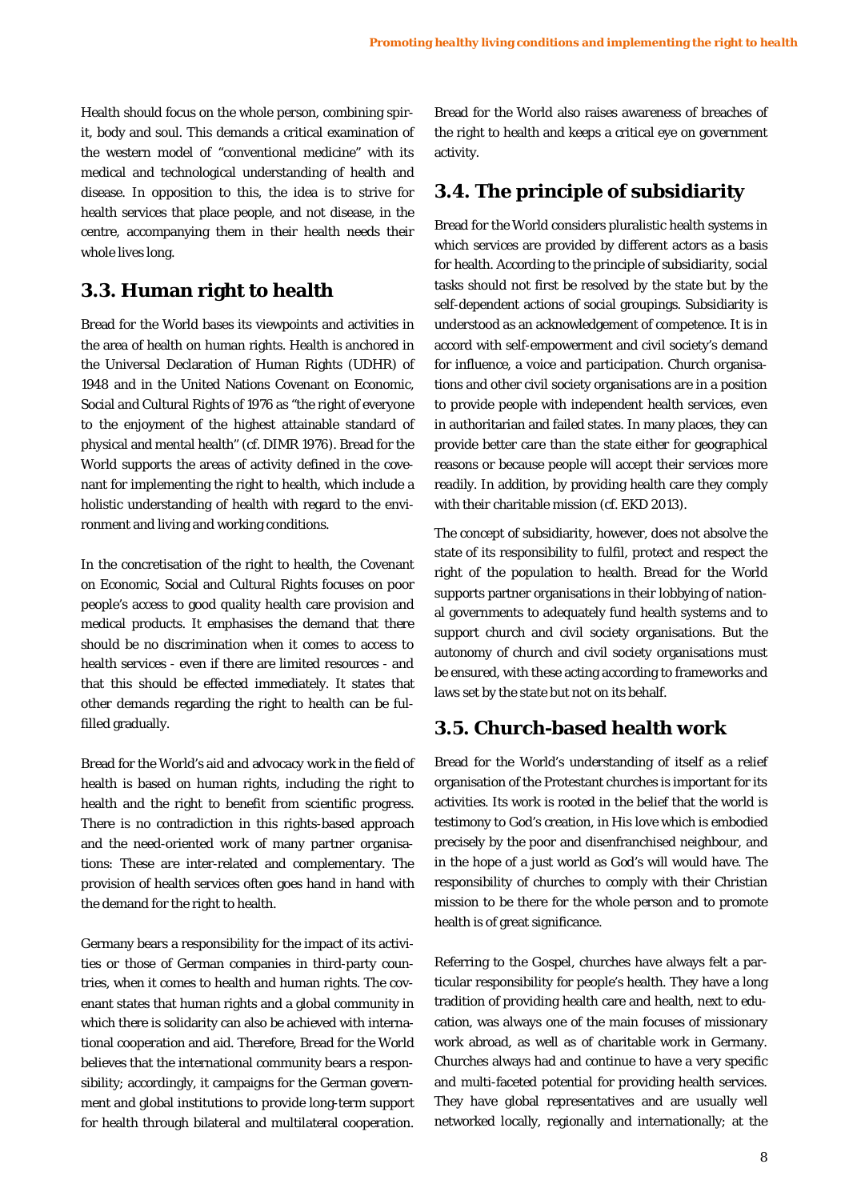Health should focus on the whole person, combining spirit, body and soul. This demands a critical examination of the western model of "conventional medicine" with its medical and technological understanding of health and disease. In opposition to this, the idea is to strive for health services that place people, and not disease, in the centre, accompanying them in their health needs their whole lives long.

## 3.3. Human right to health

Bread for the World bases its viewpoints and activities in the area of health on human rights. Health is anchored in the Universal Declaration of Human Rights (UDHR) of 1948 and in the United Nations Covenant on Economic, Social and Cultural Rights of 1976 as "the right of everyone to the enjoyment of the highest attainable standard of physical and mental health" (cf. DIMR 1976). Bread for the World supports the areas of activity defined in the covenant for implementing the right to health, which include a holistic understanding of health with regard to the environment and living and working conditions.

In the concretisation of the right to health, the Covenant on Economic, Social and Cultural Rights focuses on poor people's access to good quality health care provision and medical products. It emphasises the demand that there should be no discrimination when it comes to access to health services - even if there are limited resources - and that this should be effected immediately. It states that other demands regarding the right to health can be fulfilled gradually.

Bread for the World's aid and advocacy work in the field of health is based on human rights, including the right to health and the right to benefit from scientific progress. There is no contradiction in this rights-based approach and the need-oriented work of many partner organisations: These are inter-related and complementary. The provision of health services often goes hand in hand with the demand for the right to health.

Germany bears a responsibility for the impact of its activities or those of German companies in third-party countries, when it comes to health and human rights. The covenant states that human rights and a global community in which there is solidarity can also be achieved with international cooperation and aid. Therefore, Bread for the World believes that the international community bears a responsibility; accordingly, it campaigns for the German government and global institutions to provide long-term support for health through bilateral and multilateral cooperation. Bread for the World also raises awareness of breaches of the right to health and keeps a critical eye on government activity.

## 3.4. The principle of subsidiarity

Bread for the World considers pluralistic health systems in which services are provided by different actors as a basis for health. According to the principle of subsidiarity, social tasks should not first be resolved by the state but by the self-dependent actions of social groupings. Subsidiarity is understood as an acknowledgement of competence. It is in accord with self-empowerment and civil society's demand for influence, a voice and participation. Church organisations and other civil society organisations are in a position to provide people with independent health services, even in authoritarian and failed states. In many places, they can provide better care than the state either for geographical reasons or because people will accept their services more readily. In addition, by providing health care they comply with their charitable mission (cf. EKD 2013).

The concept of subsidiarity, however, does not absolve the state of its responsibility to fulfil, protect and respect the right of the population to health. Bread for the World supports partner organisations in their lobbying of national governments to adequately fund health systems and to support church and civil society organisations. But the autonomy of church and civil society organisations must be ensured, with these acting according to frameworks and laws set by the state but not on its behalf.

## 3.5. Church-based health work

Bread for the World's understanding of itself as a relief organisation of the Protestant churches is important for its activities. Its work is rooted in the belief that the world is testimony to God's creation, in His love which is embodied precisely by the poor and disenfranchised neighbour, and in the hope of a just world as God's will would have. The responsibility of churches to comply with their Christian mission to be there for the whole person and to promote health is of great significance.

Referring to the Gospel, churches have always felt a particular responsibility for people's health. They have a long tradition of providing health care and health, next to education, was always one of the main focuses of missionary work abroad, as well as of charitable work in Germany. Churches always had and continue to have a very specific and multi-faceted potential for providing health services. They have global representatives and are usually well networked locally, regionally and internationally; at the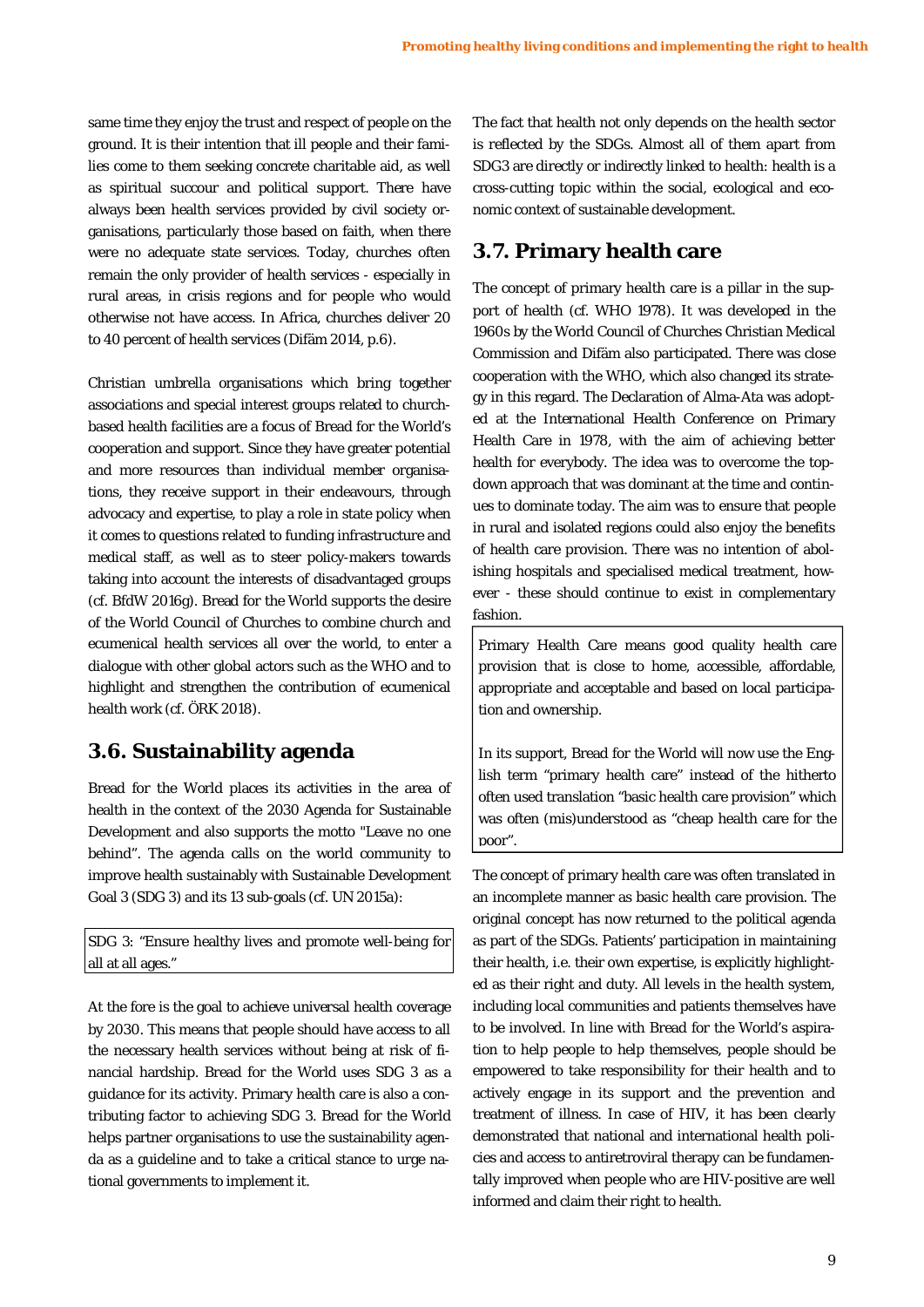same time they enjoy the trust and respect of people on the ground. It is their intention that ill people and their families come to them seeking concrete charitable aid, as well as spiritual succour and political support. There have always been health services provided by civil society organisations, particularly those based on faith, when there were no adequate state services. Today, churches often remain the only provider of health services - especially in rural areas, in crisis regions and for people who would otherwise not have access. In Africa, churches deliver 20 to 40 percent of health services (Difäm 2014, p.6).

Christian umbrella organisations which bring together associations and special interest groups related to church-based health facilities are a focus of Bread for the World's cooperation and support. Since they have greater potential and more resources than individual member organisations, they receive support in their endeavours, through advocacy and expertise, to play a role in state policy when it comes to questions related to funding infrastructure and medical staff, as well as to steer policy-makers towards taking into account the interests of disadvantaged groups (cf. BfdW 2016g). Bread for the World supports the desire of the World Council of Churches to combine church and ecumenical health services all over the world, to enter a dialogue with other global actors such as the WHO and to highlight and strengthen the contribution of ecumenical health work (cf. ÖRK 2018).

## 3.6. Sustainability agenda

Bread for the World places its activities in the area of health in the context of the 2030 Agenda for Sustainable Development and also supports the motto "Leave no one behind". The agenda calls on the world community to improve health sustainably with Sustainable Development Goal 3 (SDG 3) and its 13 sub-goals (cf. UN 2015a):

> SDG 3: "Ensure healthy lives and promote well-being for all at all ages."

At the fore is the goal to achieve universal health coverage by 2030. This means that people should have access to all the necessary health services without being at risk of financial hardship. Bread for the World uses SDG 3 as a guidance for its activity. Primary health care is also a contributing factor to achieving SDG 3. Bread for the World helps partner organisations to use the sustainability agenda as a guideline and to take a critical stance to urge national governments to implement it.

The fact that health not only depends on the health sector is reflected by the SDGs. Almost all of them apart from SDG3 are directly or indirectly linked to health: health is a cross-cutting topic within the social, ecological and economic context of sustainable development.

## 3.7. Primary health care

The concept of primary health care is a pillar in the support of health (cf. WHO 1978). It was developed in the 1960s by the World Council of Churches Christian Medical Commission and Difäm also participated. There was close cooperation with the WHO, which also changed its strategy in this regard. The Declaration of Alma-Ata was adopted at the International Health Conference on Primary Health Care in 1978, with the aim of achieving better health for everybody. The idea was to overcome the top-down approach that was dominant at the time and continues to dominate today. The aim was to ensure that people in rural and isolated regions could also enjoy the benefits of health care provision. There was no intention of abolishing hospitals and specialised medical treatment, however - these should continue to exist in complementary fashion.

> Primary Health Care means good quality health care provision that is close to home, accessible, affordable, appropriate and acceptable and based on local participation and ownership.
>
> In its support, Bread for the World will now use the English term "primary health care" instead of the hitherto often used translation "basic health care provision" which was often (mis)understood as "cheap health care for the poor".

The concept of primary health care was often translated in an incomplete manner as basic health care provision. The original concept has now returned to the political agenda as part of the SDGs. Patients' participation in maintaining their health, i.e. their own expertise, is explicitly highlighted as their right and duty. All levels in the health system, including local communities and patients themselves have to be involved. In line with Bread for the World's aspiration to help people to help themselves, people should be empowered to take responsibility for their health and to actively engage in its support and the prevention and treatment of illness. In case of HIV, it has been clearly demonstrated that national and international health policies and access to antiretroviral therapy can be fundamentally improved when people who are HIV-positive are well informed and claim their right to health.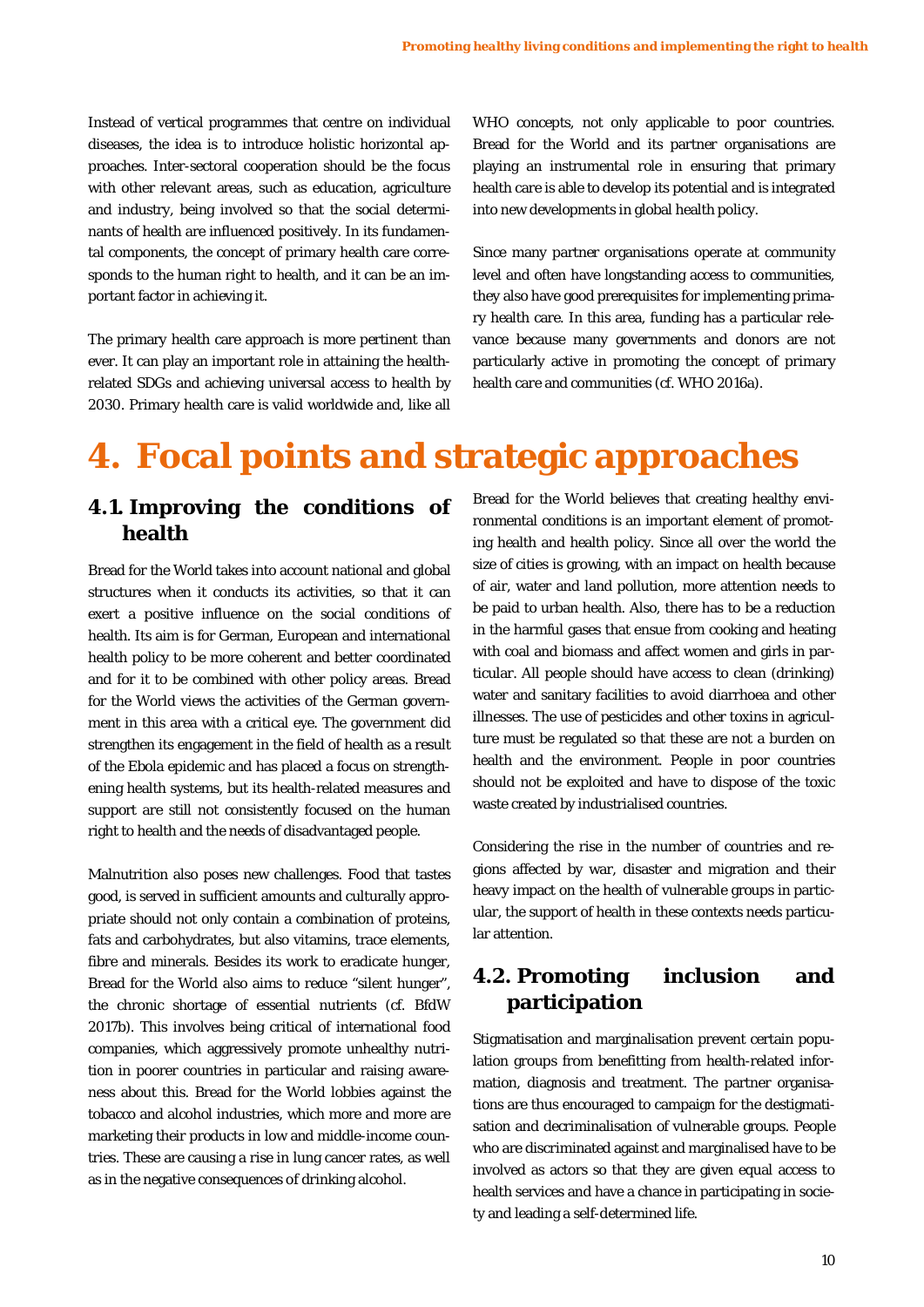Instead of vertical programmes that centre on individual diseases, the idea is to introduce holistic horizontal approaches. Inter-sectoral cooperation should be the focus with other relevant areas, such as education, agriculture and industry, being involved so that the social determinants of health are influenced positively. In its fundamental components, the concept of primary health care corresponds to the human right to health, and it can be an important factor in achieving it.

The primary health care approach is more pertinent than ever. It can play an important role in attaining the health-related SDGs and achieving universal access to health by 2030. Primary health care is valid worldwide and, like all WHO concepts, not only applicable to poor countries. Bread for the World and its partner organisations are playing an instrumental role in ensuring that primary health care is able to develop its potential and is integrated into new developments in global health policy.

Since many partner organisations operate at community level and often have longstanding access to communities, they also have good prerequisites for implementing primary health care. In this area, funding has a particular relevance because many governments and donors are not particularly active in promoting the concept of primary health care and communities (cf. WHO 2016a).

# 4. Focal points and strategic approaches

## 4.1. Improving the conditions of health

Bread for the World takes into account national and global structures when it conducts its activities, so that it can exert a positive influence on the social conditions of health. Its aim is for German, European and international health policy to be more coherent and better coordinated and for it to be combined with other policy areas. Bread for the World views the activities of the German government in this area with a critical eye. The government did strengthen its engagement in the field of health as a result of the Ebola epidemic and has placed a focus on strengthening health systems, but its health-related measures and support are still not consistently focused on the human right to health and the needs of disadvantaged people.

Malnutrition also poses new challenges. Food that tastes good, is served in sufficient amounts and culturally appropriate should not only contain a combination of proteins, fats and carbohydrates, but also vitamins, trace elements, fibre and minerals. Besides its work to eradicate hunger, Bread for the World also aims to reduce "silent hunger", the chronic shortage of essential nutrients (cf. BfdW 2017b). This involves being critical of international food companies, which aggressively promote unhealthy nutrition in poorer countries in particular and raising awareness about this. Bread for the World lobbies against the tobacco and alcohol industries, which more and more are marketing their products in low and middle-income countries. These are causing a rise in lung cancer rates, as well as in the negative consequences of drinking alcohol.

Bread for the World believes that creating healthy environmental conditions is an important element of promoting health and health policy. Since all over the world the size of cities is growing, with an impact on health because of air, water and land pollution, more attention needs to be paid to urban health. Also, there has to be a reduction in the harmful gases that ensue from cooking and heating with coal and biomass and affect women and girls in particular. All people should have access to clean (drinking) water and sanitary facilities to avoid diarrhoea and other illnesses. The use of pesticides and other toxins in agriculture must be regulated so that these are not a burden on health and the environment. People in poor countries should not be exploited and have to dispose of the toxic waste created by industrialised countries.

Considering the rise in the number of countries and regions affected by war, disaster and migration and their heavy impact on the health of vulnerable groups in particular, the support of health in these contexts needs particular attention.

## 4.2. Promoting inclusion and participation

Stigmatisation and marginalisation prevent certain population groups from benefitting from health-related information, diagnosis and treatment. The partner organisations are thus encouraged to campaign for the destigmatisation and decriminalisation of vulnerable groups. People who are discriminated against and marginalised have to be involved as actors so that they are given equal access to health services and have a chance in participating in society and leading a self-determined life.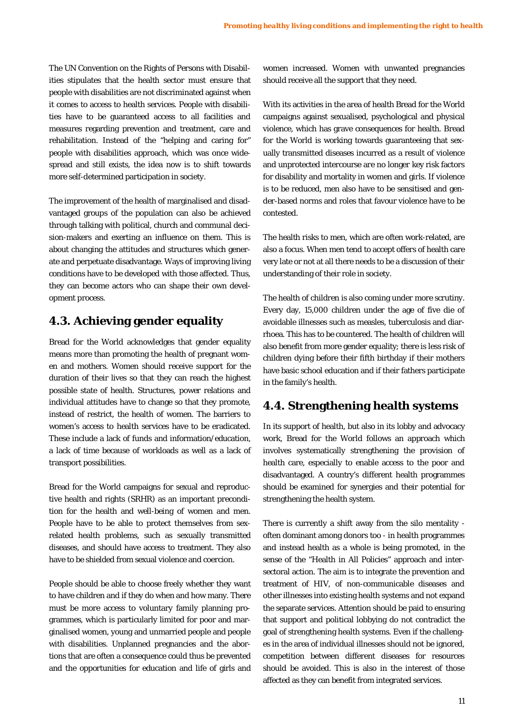The UN Convention on the Rights of Persons with Disabilities stipulates that the health sector must ensure that people with disabilities are not discriminated against when it comes to access to health services. People with disabilities have to be guaranteed access to all facilities and measures regarding prevention and treatment, care and rehabilitation. Instead of the "helping and caring for" people with disabilities approach, which was once widespread and still exists, the idea now is to shift towards more self-determined participation in society.

The improvement of the health of marginalised and disadvantaged groups of the population can also be achieved through talking with political, church and communal decision-makers and exerting an influence on them. This is about changing the attitudes and structures which generate and perpetuate disadvantage. Ways of improving living conditions have to be developed with those affected. Thus, they can become actors who can shape their own development process.

## 4.3. Achieving gender equality

Bread for the World acknowledges that gender equality means more than promoting the health of pregnant women and mothers. Women should receive support for the duration of their lives so that they can reach the highest possible state of health. Structures, power relations and individual attitudes have to change so that they promote, instead of restrict, the health of women. The barriers to women's access to health services have to be eradicated. These include a lack of funds and information/education, a lack of time because of workloads as well as a lack of transport possibilities.

Bread for the World campaigns for sexual and reproductive health and rights (SRHR) as an important precondition for the health and well-being of women and men. People have to be able to protect themselves from sex-related health problems, such as sexually transmitted diseases, and should have access to treatment. They also have to be shielded from sexual violence and coercion.

People should be able to choose freely whether they want to have children and if they do when and how many. There must be more access to voluntary family planning programmes, which is particularly limited for poor and marginalised women, young and unmarried people and people with disabilities. Unplanned pregnancies and the abortions that are often a consequence could thus be prevented and the opportunities for education and life of girls and women increased. Women with unwanted pregnancies should receive all the support that they need.

With its activities in the area of health Bread for the World campaigns against sexualised, psychological and physical violence, which has grave consequences for health. Bread for the World is working towards guaranteeing that sexually transmitted diseases incurred as a result of violence and unprotected intercourse are no longer key risk factors for disability and mortality in women and girls. If violence is to be reduced, men also have to be sensitised and gender-based norms and roles that favour violence have to be contested.

The health risks to men, which are often work-related, are also a focus. When men tend to accept offers of health care very late or not at all there needs to be a discussion of their understanding of their role in society.

The health of children is also coming under more scrutiny. Every day, 15,000 children under the age of five die of avoidable illnesses such as measles, tuberculosis and diarrhoea. This has to be countered. The health of children will also benefit from more gender equality; there is less risk of children dying before their fifth birthday if their mothers have basic school education and if their fathers participate in the family's health.

## 4.4. Strengthening health systems

In its support of health, but also in its lobby and advocacy work, Bread for the World follows an approach which involves systematically strengthening the provision of health care, especially to enable access to the poor and disadvantaged. A country's different health programmes should be examined for synergies and their potential for strengthening the health system.

There is currently a shift away from the silo mentality - often dominant among donors too - in health programmes and instead health as a whole is being promoted, in the sense of the "Health in All Policies" approach and intersectoral action. The aim is to integrate the prevention and treatment of HIV, of non-communicable diseases and other illnesses into existing health systems and not expand the separate services. Attention should be paid to ensuring that support and political lobbying do not contradict the goal of strengthening health systems. Even if the challenges in the area of individual illnesses should not be ignored, competition between different diseases for resources should be avoided. This is also in the interest of those affected as they can benefit from integrated services.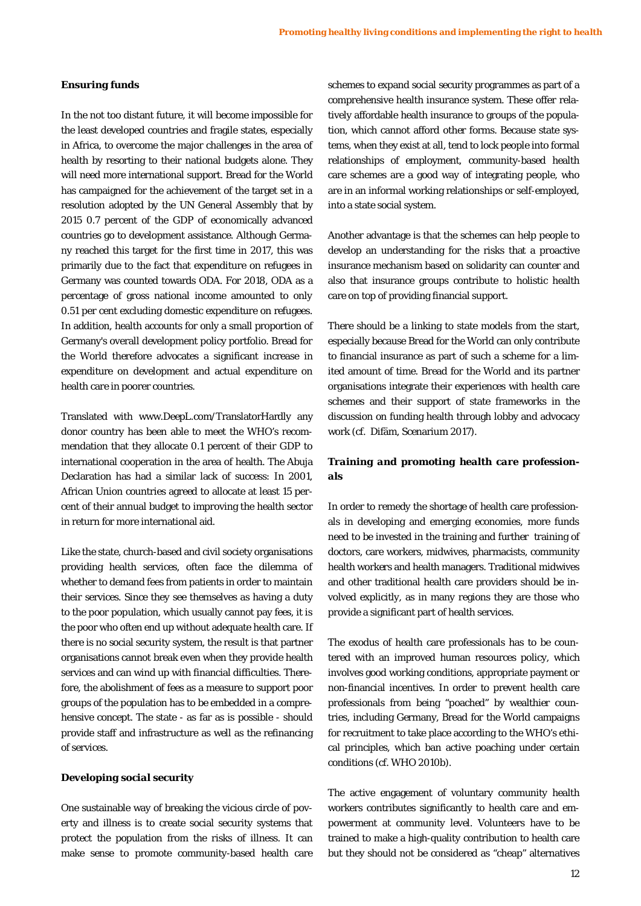### Ensuring funds

In the not too distant future, it will become impossible for the least developed countries and fragile states, especially in Africa, to overcome the major challenges in the area of health by resorting to their national budgets alone. They will need more international support. Bread for the World has campaigned for the achievement of the target set in a resolution adopted by the UN General Assembly that by 2015 0.7 percent of the GDP of economically advanced countries go to development assistance. Although Germany reached this target for the first time in 2017, this was primarily due to the fact that expenditure on refugees in Germany was counted towards ODA. For 2018, ODA as a percentage of gross national income amounted to only 0.51 per cent excluding domestic expenditure on refugees. In addition, health accounts for only a small proportion of Germany's overall development policy portfolio. Bread for the World therefore advocates a significant increase in expenditure on development and actual expenditure on health care in poorer countries.

Translated with www.DeepL.com/TranslatorHardly any donor country has been able to meet the WHO's recommendation that they allocate 0.1 percent of their GDP to international cooperation in the area of health. The Abuja Declaration has had a similar lack of success: In 2001, African Union countries agreed to allocate at least 15 percent of their annual budget to improving the health sector in return for more international aid.

Like the state, church-based and civil society organisations providing health services, often face the dilemma of whether to demand fees from patients in order to maintain their services. Since they see themselves as having a duty to the poor population, which usually cannot pay fees, it is the poor who often end up without adequate health care. If there is no social security system, the result is that partner organisations cannot break even when they provide health services and can wind up with financial difficulties. Therefore, the abolishment of fees as a measure to support poor groups of the population has to be embedded in a comprehensive concept. The state - as far as is possible - should provide staff and infrastructure as well as the refinancing of services.

### Developing social security

One sustainable way of breaking the vicious circle of poverty and illness is to create social security systems that protect the population from the risks of illness. It can make sense to promote community-based health care schemes to expand social security programmes as part of a comprehensive health insurance system. These offer relatively affordable health insurance to groups of the population, which cannot afford other forms. Because state systems, when they exist at all, tend to lock people into formal relationships of employment, community-based health care schemes are a good way of integrating people, who are in an informal working relationships or self-employed, into a state social system.

Another advantage is that the schemes can help people to develop an understanding for the risks that a proactive insurance mechanism based on solidarity can counter and also that insurance groups contribute to holistic health care on top of providing financial support.

There should be a linking to state models from the start, especially because Bread for the World can only contribute to financial insurance as part of such a scheme for a limited amount of time. Bread for the World and its partner organisations integrate their experiences with health care schemes and their support of state frameworks in the discussion on funding health through lobby and advocacy work (cf. Difäm, Scenarium 2017).

### Training and promoting health care professionals

In order to remedy the shortage of health care professionals in developing and emerging economies, more funds need to be invested in the training and further training of doctors, care workers, midwives, pharmacists, community health workers and health managers. Traditional midwives and other traditional health care providers should be involved explicitly, as in many regions they are those who provide a significant part of health services.

The exodus of health care professionals has to be countered with an improved human resources policy, which involves good working conditions, appropriate payment or non-financial incentives. In order to prevent health care professionals from being "poached" by wealthier countries, including Germany, Bread for the World campaigns for recruitment to take place according to the WHO's ethical principles, which ban active poaching under certain conditions (cf. WHO 2010b).

The active engagement of voluntary community health workers contributes significantly to health care and empowerment at community level. Volunteers have to be trained to make a high-quality contribution to health care but they should not be considered as "cheap" alternatives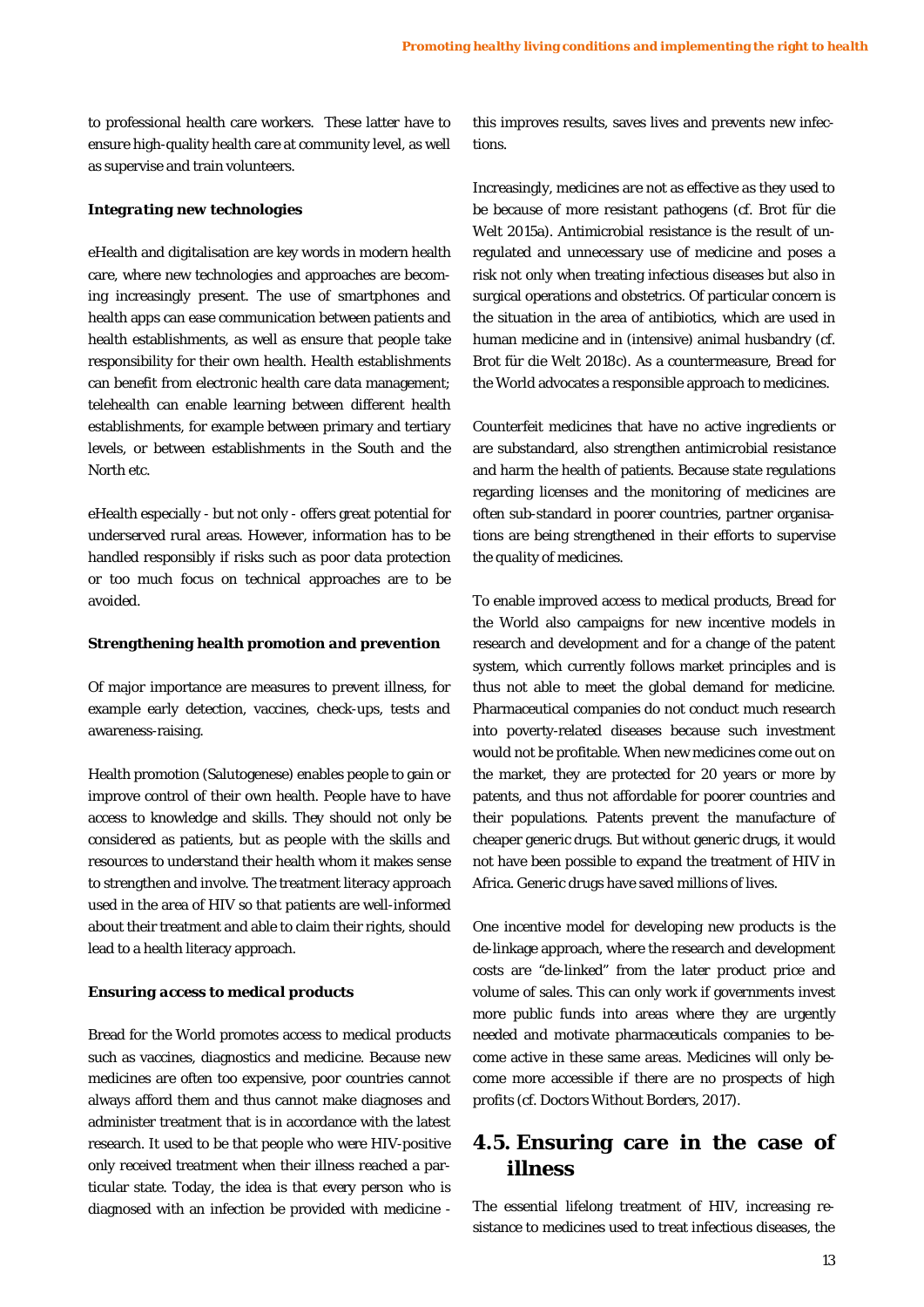to professional health care workers. These latter have to ensure high-quality health care at community level, as well as supervise and train volunteers.

***Integrating new technologies***

eHealth and digitalisation are key words in modern health care, where new technologies and approaches are becoming increasingly present. The use of smartphones and health apps can ease communication between patients and health establishments, as well as ensure that people take responsibility for their own health. Health establishments can benefit from electronic health care data management; telehealth can enable learning between different health establishments, for example between primary and tertiary levels, or between establishments in the South and the North etc.

eHealth especially - but not only - offers great potential for underserved rural areas. However, information has to be handled responsibly if risks such as poor data protection or too much focus on technical approaches are to be avoided.

***Strengthening health promotion and prevention***

Of major importance are measures to prevent illness, for example early detection, vaccines, check-ups, tests and awareness-raising.

Health promotion (Salutogenese) enables people to gain or improve control of their own health. People have to have access to knowledge and skills. They should not only be considered as patients, but as people with the skills and resources to understand their health whom it makes sense to strengthen and involve. The treatment literacy approach used in the area of HIV so that patients are well-informed about their treatment and able to claim their rights, should lead to a health literacy approach.

***Ensuring access to medical products***

Bread for the World promotes access to medical products such as vaccines, diagnostics and medicine. Because new medicines are often too expensive, poor countries cannot always afford them and thus cannot make diagnoses and administer treatment that is in accordance with the latest research. It used to be that people who were HIV-positive only received treatment when their illness reached a particular state. Today, the idea is that every person who is diagnosed with an infection be provided with medicine - this improves results, saves lives and prevents new infections.

Increasingly, medicines are not as effective as they used to be because of more resistant pathogens (cf. Brot für die Welt 2015a). Antimicrobial resistance is the result of unregulated and unnecessary use of medicine and poses a risk not only when treating infectious diseases but also in surgical operations and obstetrics. Of particular concern is the situation in the area of antibiotics, which are used in human medicine and in (intensive) animal husbandry (cf. Brot für die Welt 2018c). As a countermeasure, Bread for the World advocates a responsible approach to medicines.

Counterfeit medicines that have no active ingredients or are substandard, also strengthen antimicrobial resistance and harm the health of patients. Because state regulations regarding licenses and the monitoring of medicines are often sub-standard in poorer countries, partner organisations are being strengthened in their efforts to supervise the quality of medicines.

To enable improved access to medical products, Bread for the World also campaigns for new incentive models in research and development and for a change of the patent system, which currently follows market principles and is thus not able to meet the global demand for medicine. Pharmaceutical companies do not conduct much research into poverty-related diseases because such investment would not be profitable. When new medicines come out on the market, they are protected for 20 years or more by patents, and thus not affordable for poorer countries and their populations. Patents prevent the manufacture of cheaper generic drugs. But without generic drugs, it would not have been possible to expand the treatment of HIV in Africa. Generic drugs have saved millions of lives.

One incentive model for developing new products is the de-linkage approach, where the research and development costs are "de-linked" from the later product price and volume of sales. This can only work if governments invest more public funds into areas where they are urgently needed and motivate pharmaceuticals companies to become active in these same areas. Medicines will only become more accessible if there are no prospects of high profits (cf. Doctors Without Borders, 2017).

## 4.5. Ensuring care in the case of illness

The essential lifelong treatment of HIV, increasing resistance to medicines used to treat infectious diseases, the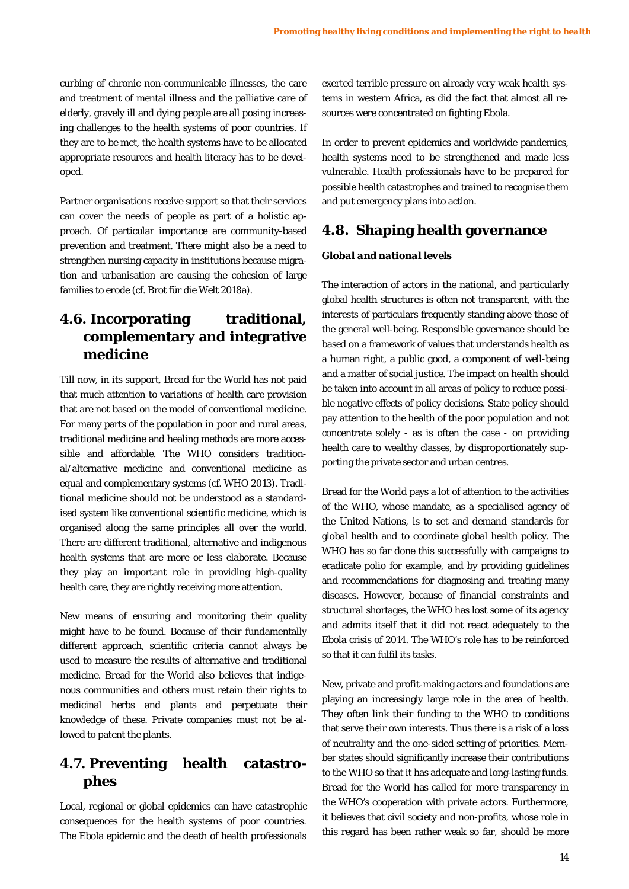curbing of chronic non-communicable illnesses, the care and treatment of mental illness and the palliative care of elderly, gravely ill and dying people are all posing increasing challenges to the health systems of poor countries. If they are to be met, the health systems have to be allocated appropriate resources and health literacy has to be developed.

Partner organisations receive support so that their services can cover the needs of people as part of a holistic approach. Of particular importance are community-based prevention and treatment. There might also be a need to strengthen nursing capacity in institutions because migration and urbanisation are causing the cohesion of large families to erode (cf. Brot für die Welt 2018a).

## 4.6. Incorporating traditional, complementary and integrative medicine

Till now, in its support, Bread for the World has not paid that much attention to variations of health care provision that are not based on the model of conventional medicine. For many parts of the population in poor and rural areas, traditional medicine and healing methods are more accessible and affordable. The WHO considers traditional/alternative medicine and conventional medicine as equal and complementary systems (cf. WHO 2013). Traditional medicine should not be understood as a standardised system like conventional scientific medicine, which is organised along the same principles all over the world. There are different traditional, alternative and indigenous health systems that are more or less elaborate. Because they play an important role in providing high-quality health care, they are rightly receiving more attention.

New means of ensuring and monitoring their quality might have to be found. Because of their fundamentally different approach, scientific criteria cannot always be used to measure the results of alternative and traditional medicine. Bread for the World also believes that indigenous communities and others must retain their rights to medicinal herbs and plants and perpetuate their knowledge of these. Private companies must not be allowed to patent the plants.

## 4.7. Preventing health catastrophes

Local, regional or global epidemics can have catastrophic consequences for the health systems of poor countries. The Ebola epidemic and the death of health professionals exerted terrible pressure on already very weak health systems in western Africa, as did the fact that almost all resources were concentrated on fighting Ebola.

In order to prevent epidemics and worldwide pandemics, health systems need to be strengthened and made less vulnerable. Health professionals have to be prepared for possible health catastrophes and trained to recognise them and put emergency plans into action.

## 4.8. Shaping health governance

***Global and national levels***

The interaction of actors in the national, and particularly global health structures is often not transparent, with the interests of particulars frequently standing above those of the general well-being. Responsible governance should be based on a framework of values that understands health as a human right, a public good, a component of well-being and a matter of social justice. The impact on health should be taken into account in all areas of policy to reduce possible negative effects of policy decisions. State policy should pay attention to the health of the poor population and not concentrate solely - as is often the case - on providing health care to wealthy classes, by disproportionately supporting the private sector and urban centres.

Bread for the World pays a lot of attention to the activities of the WHO, whose mandate, as a specialised agency of the United Nations, is to set and demand standards for global health and to coordinate global health policy. The WHO has so far done this successfully with campaigns to eradicate polio for example, and by providing guidelines and recommendations for diagnosing and treating many diseases. However, because of financial constraints and structural shortages, the WHO has lost some of its agency and admits itself that it did not react adequately to the Ebola crisis of 2014. The WHO's role has to be reinforced so that it can fulfil its tasks.

New, private and profit-making actors and foundations are playing an increasingly large role in the area of health. They often link their funding to the WHO to conditions that serve their own interests. Thus there is a risk of a loss of neutrality and the one-sided setting of priorities. Member states should significantly increase their contributions to the WHO so that it has adequate and long-lasting funds. Bread for the World has called for more transparency in the WHO's cooperation with private actors. Furthermore, it believes that civil society and non-profits, whose role in this regard has been rather weak so far, should be more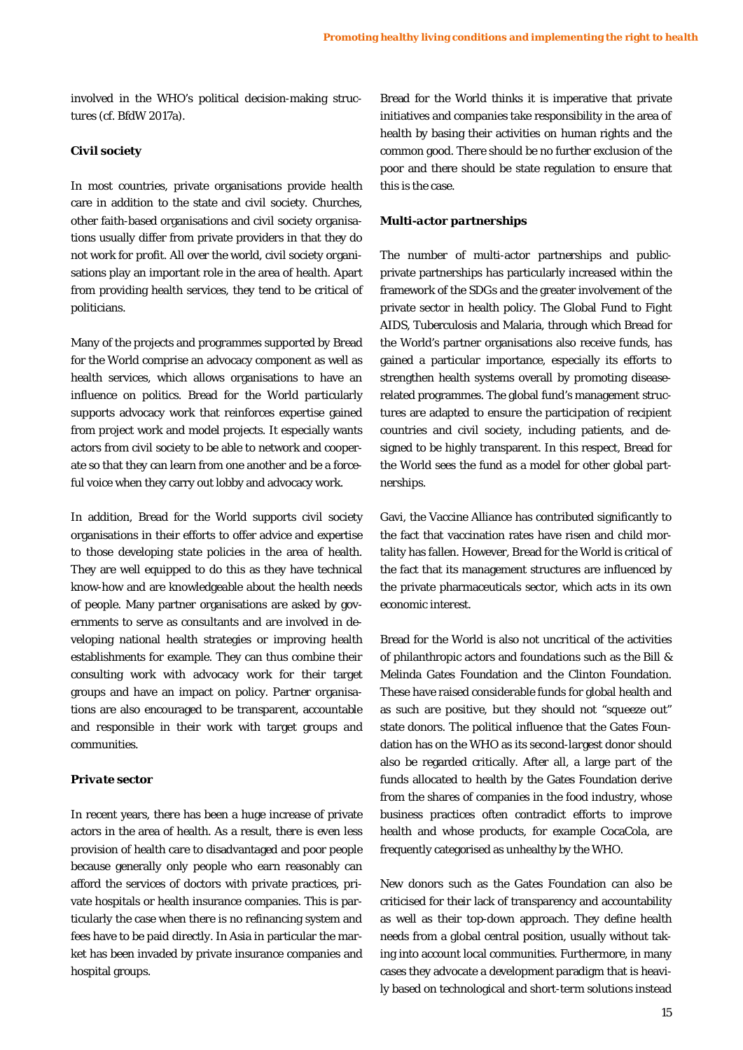involved in the WHO's political decision-making structures (cf. BfdW 2017a).

### Civil society

In most countries, private organisations provide health care in addition to the state and civil society. Churches, other faith-based organisations and civil society organisations usually differ from private providers in that they do not work for profit. All over the world, civil society organisations play an important role in the area of health. Apart from providing health services, they tend to be critical of politicians.

Many of the projects and programmes supported by Bread for the World comprise an advocacy component as well as health services, which allows organisations to have an influence on politics. Bread for the World particularly supports advocacy work that reinforces expertise gained from project work and model projects. It especially wants actors from civil society to be able to network and cooperate so that they can learn from one another and be a forceful voice when they carry out lobby and advocacy work.

In addition, Bread for the World supports civil society organisations in their efforts to offer advice and expertise to those developing state policies in the area of health. They are well equipped to do this as they have technical know-how and are knowledgeable about the health needs of people. Many partner organisations are asked by governments to serve as consultants and are involved in developing national health strategies or improving health establishments for example. They can thus combine their consulting work with advocacy work for their target groups and have an impact on policy. Partner organisations are also encouraged to be transparent, accountable and responsible in their work with target groups and communities.

### *Private sector*

In recent years, there has been a huge increase of private actors in the area of health. As a result, there is even less provision of health care to disadvantaged and poor people because generally only people who earn reasonably can afford the services of doctors with private practices, private hospitals or health insurance companies. This is particularly the case when there is no refinancing system and fees have to be paid directly. In Asia in particular the market has been invaded by private insurance companies and hospital groups.

Bread for the World thinks it is imperative that private initiatives and companies take responsibility in the area of health by basing their activities on human rights and the common good. There should be no further exclusion of the poor and there should be state regulation to ensure that this is the case.

### *Multi-actor partnerships*

The number of multi-actor partnerships and public-private partnerships has particularly increased within the framework of the SDGs and the greater involvement of the private sector in health policy. The Global Fund to Fight AIDS, Tuberculosis and Malaria, through which Bread for the World's partner organisations also receive funds, has gained a particular importance, especially its efforts to strengthen health systems overall by promoting disease-related programmes. The global fund's management structures are adapted to ensure the participation of recipient countries and civil society, including patients, and designed to be highly transparent. In this respect, Bread for the World sees the fund as a model for other global partnerships.

Gavi, the Vaccine Alliance has contributed significantly to the fact that vaccination rates have risen and child mortality has fallen. However, Bread for the World is critical of the fact that its management structures are influenced by the private pharmaceuticals sector, which acts in its own economic interest.

Bread for the World is also not uncritical of the activities of philanthropic actors and foundations such as the Bill & Melinda Gates Foundation and the Clinton Foundation. These have raised considerable funds for global health and as such are positive, but they should not "squeeze out" state donors. The political influence that the Gates Foundation has on the WHO as its second-largest donor should also be regarded critically. After all, a large part of the funds allocated to health by the Gates Foundation derive from the shares of companies in the food industry, whose business practices often contradict efforts to improve health and whose products, for example CocaCola, are frequently categorised as unhealthy by the WHO.

New donors such as the Gates Foundation can also be criticised for their lack of transparency and accountability as well as their top-down approach. They define health needs from a global central position, usually without taking into account local communities. Furthermore, in many cases they advocate a development paradigm that is heavily based on technological and short-term solutions instead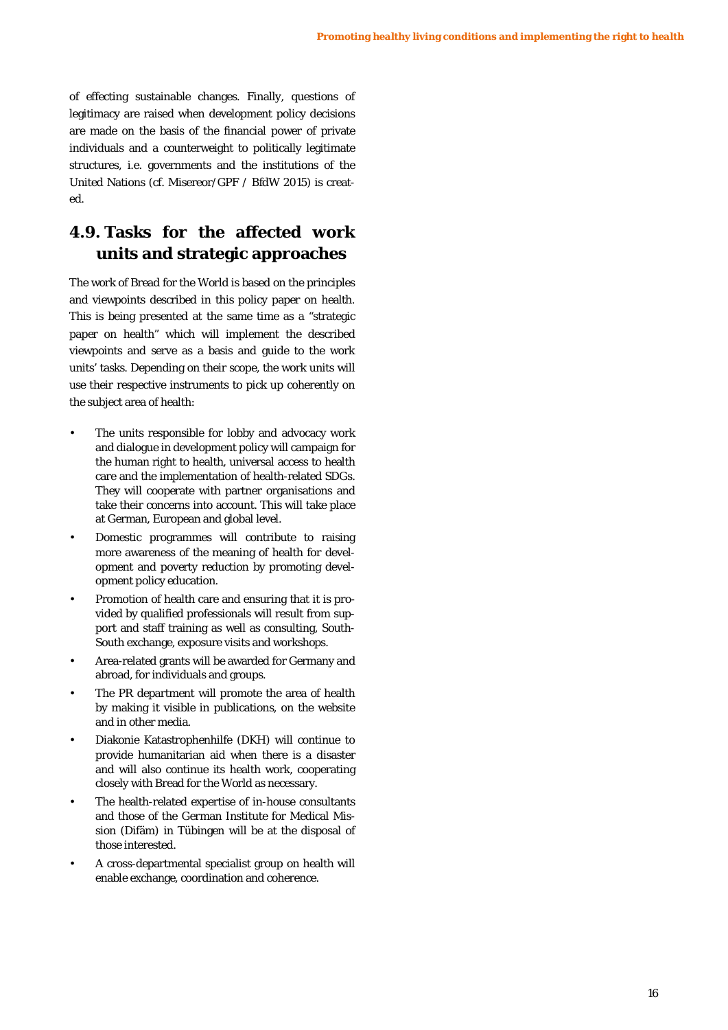of effecting sustainable changes. Finally, questions of legitimacy are raised when development policy decisions are made on the basis of the financial power of private individuals and a counterweight to politically legitimate structures, i.e. governments and the institutions of the United Nations (cf. Misereor/GPF / BfdW 2015) is created.

## 4.9. Tasks for the affected work units and strategic approaches

The work of Bread for the World is based on the principles and viewpoints described in this policy paper on health. This is being presented at the same time as a "strategic paper on health" which will implement the described viewpoints and serve as a basis and guide to the work units' tasks. Depending on their scope, the work units will use their respective instruments to pick up coherently on the subject area of health:

- The units responsible for lobby and advocacy work and dialogue in development policy will campaign for the human right to health, universal access to health care and the implementation of health-related SDGs. They will cooperate with partner organisations and take their concerns into account. This will take place at German, European and global level.
- Domestic programmes will contribute to raising more awareness of the meaning of health for development and poverty reduction by promoting development policy education.
- Promotion of health care and ensuring that it is provided by qualified professionals will result from support and staff training as well as consulting, South-South exchange, exposure visits and workshops.
- Area-related grants will be awarded for Germany and abroad, for individuals and groups.
- The PR department will promote the area of health by making it visible in publications, on the website and in other media.
- Diakonie Katastrophenhilfe (DKH) will continue to provide humanitarian aid when there is a disaster and will also continue its health work, cooperating closely with Bread for the World as necessary.
- The health-related expertise of in-house consultants and those of the German Institute for Medical Mission (Difäm) in Tübingen will be at the disposal of those interested.
- A cross-departmental specialist group on health will enable exchange, coordination and coherence.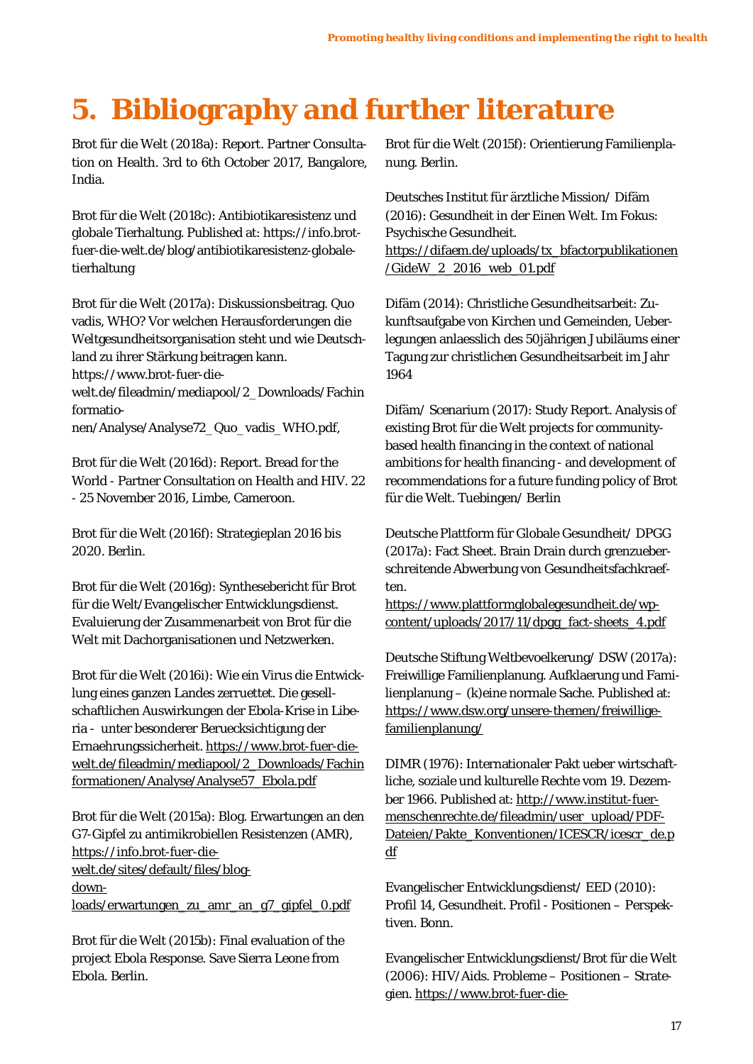# 5. Bibliography and further literature

Brot für die Welt (2018a): Report. Partner Consultation on Health. 3rd to 6th October 2017, Bangalore, India.

Brot für die Welt (2018c): Antibiotikaresistenz und globale Tierhaltung. Published at: https://info.brot-fuer-die-welt.de/blog/antibiotikaresistenz-globale-tierhaltung

Brot für die Welt (2017a): Diskussionsbeitrag. Quo vadis, WHO? Vor welchen Herausforderungen die Weltgesundheitsorganisation steht und wie Deutschland zu ihrer Stärkung beitragen kann. https://www.brot-fuer-die-welt.de/fileadmin/mediapool/2_Downloads/Fachinformationen/Analyse/Analyse72_Quo_vadis_WHO.pdf,

Brot für die Welt (2016d): Report. Bread for the World - Partner Consultation on Health and HIV. 22 - 25 November 2016, Limbe, Cameroon.

Brot für die Welt (2016f): Strategieplan 2016 bis 2020. Berlin.

Brot für die Welt (2016g): Synthesebericht für Brot für die Welt/Evangelischer Entwicklungsdienst. Evaluierung der Zusammenarbeit von Brot für die Welt mit Dachorganisationen und Netzwerken.

Brot für die Welt (2016i): Wie ein Virus die Entwicklung eines ganzen Landes zerruettet. Die gesellschaftlichen Auswirkungen der Ebola-Krise in Liberia - unter besonderer Beruecksichtigung der Ernaehrungssicherheit. https://www.brot-fuer-die-welt.de/fileadmin/mediapool/2_Downloads/Fachinformationen/Analyse/Analyse57_Ebola.pdf

Brot für die Welt (2015a): Blog. Erwartungen an den G7-Gipfel zu antimikrobiellen Resistenzen (AMR), https://info.brot-fuer-die-welt.de/sites/default/files/blog-downloads/erwartungen_zu_amr_an_g7_gipfel_0.pdf

Brot für die Welt (2015b): Final evaluation of the project Ebola Response. Save Sierra Leone from Ebola. Berlin.

Brot für die Welt (2015f): Orientierung Familienplanung. Berlin.

Deutsches Institut für ärztliche Mission/ Difäm (2016): Gesundheit in der Einen Welt. Im Fokus: Psychische Gesundheit. https://difaem.de/uploads/tx_bfactorpublikationen/GideW_2_2016_web_01.pdf

Difäm (2014): Christliche Gesundheitsarbeit: Zukunftsaufgabe von Kirchen und Gemeinden, Ueberlegungen anlaesslich des 50jährigen Jubiläums einer Tagung zur christlichen Gesundheitsarbeit im Jahr 1964

Difäm/ Scenarium (2017): Study Report. Analysis of existing Brot für die Welt projects for community-based health financing in the context of national ambitions for health financing - and development of recommendations for a future funding policy of Brot für die Welt. Tuebingen/ Berlin

Deutsche Plattform für Globale Gesundheit/ DPGG (2017a): Fact Sheet. Brain Drain durch grenzueberschreitende Abwerbung von Gesundheitsfachkraeften. https://www.plattformglobalegesundheit.de/wp-content/uploads/2017/11/dpgg_fact-sheets_4.pdf

Deutsche Stiftung Weltbevoelkerung/ DSW (2017a): Freiwillige Familienplanung. Aufklaerung und Familienplanung – (k)eine normale Sache. Published at: https://www.dsw.org/unsere-themen/freiwillige-familienplanung/

DIMR (1976): Internationaler Pakt ueber wirtschaftliche, soziale und kulturelle Rechte vom 19. Dezember 1966. Published at: http://www.institut-fuer-menschenrechte.de/fileadmin/user_upload/PDF-Dateien/Pakte_Konventionen/ICESCR/icescr_de.pdf

Evangelischer Entwicklungsdienst/ EED (2010): Profil 14, Gesundheit. Profil - Positionen – Perspektiven. Bonn.

Evangelischer Entwicklungsdienst/Brot für die Welt (2006): HIV/Aids. Probleme – Positionen – Strategien. https://www.brot-fuer-die-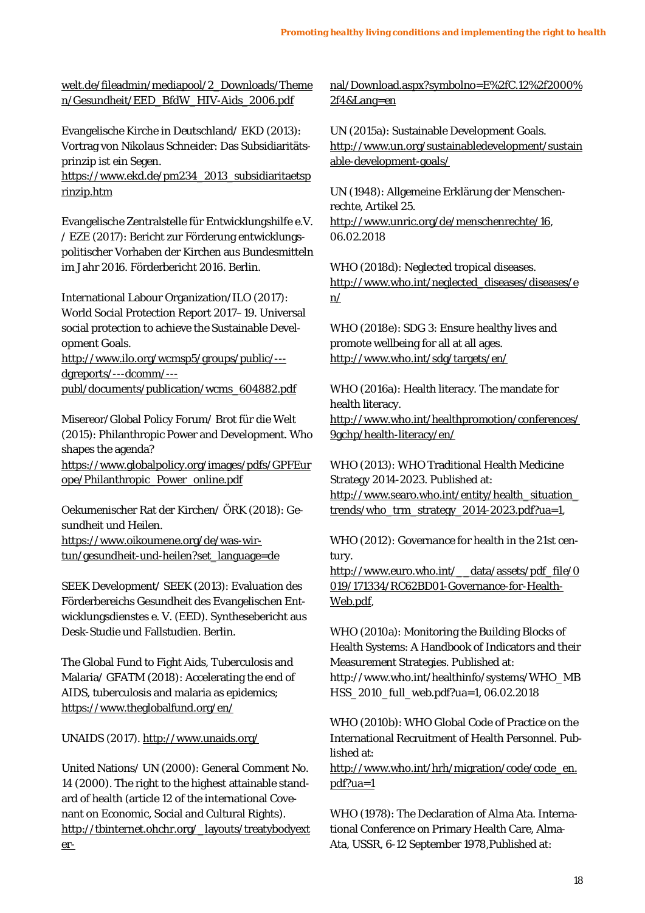welt.de/fileadmin/mediapool/2_Downloads/Themen/Gesundheit/EED_BfdW_HIV-Aids_2006.pdf

Evangelische Kirche in Deutschland/ EKD (2013): Vortrag von Nikolaus Schneider: Das Subsidiaritätsprinzip ist ein Segen. https://www.ekd.de/pm234_2013_subsidiaritaetsprinzip.htm

Evangelische Zentralstelle für Entwicklungshilfe e.V. / EZE (2017): Bericht zur Förderung entwicklungspolitischer Vorhaben der Kirchen aus Bundesmitteln im Jahr 2016. Förderbericht 2016. Berlin.

International Labour Organization/ILO (2017): World Social Protection Report 2017–19. Universal social protection to achieve the Sustainable Development Goals. http://www.ilo.org/wcmsp5/groups/public/---dgreports/---dcomm/---publ/documents/publication/wcms_604882.pdf

Misereor/Global Policy Forum/ Brot für die Welt (2015): Philanthropic Power and Development. Who shapes the agenda? https://www.globalpolicy.org/images/pdfs/GPFEurope/Philanthropic_Power_online.pdf

Oekumenischer Rat der Kirchen/ ÖRK (2018): Gesundheit und Heilen. https://www.oikoumene.org/de/was-wir-tun/gesundheit-und-heilen?set_language=de

SEEK Development/ SEEK (2013): Evaluation des Förderbereichs Gesundheit des Evangelischen Entwicklungsdienstes e. V. (EED). Synthesebericht aus Desk-Studie und Fallstudien. Berlin.

The Global Fund to Fight Aids, Tuberculosis and Malaria/ GFATM (2018): Accelerating the end of AIDS, tuberculosis and malaria as epidemics; https://www.theglobalfund.org/en/

UNAIDS (2017). http://www.unaids.org/

United Nations/ UN (2000): General Comment No. 14 (2000). The right to the highest attainable standard of health (article 12 of the international Covenant on Economic, Social and Cultural Rights). http://tbinternet.ohchr.org/_layouts/treatybodyexternal/Download.aspx?symbolno=E%2fC.12%2f2000%2f4&Lang=en

UN (2015a): Sustainable Development Goals. http://www.un.org/sustainabledevelopment/sustainable-development-goals/

UN (1948): Allgemeine Erklärung der Menschenrechte, Artikel 25. http://www.unric.org/de/menschenrechte/16, 06.02.2018

WHO (2018d): Neglected tropical diseases. http://www.who.int/neglected_diseases/diseases/en/

WHO (2018e): SDG 3: Ensure healthy lives and promote wellbeing for all at all ages. http://www.who.int/sdg/targets/en/

WHO (2016a): Health literacy. The mandate for health literacy. http://www.who.int/healthpromotion/conferences/9gchp/health-literacy/en/

WHO (2013): WHO Traditional Health Medicine Strategy 2014-2023. Published at: http://www.searo.who.int/entity/health_situation_trends/who_trm_strategy_2014-2023.pdf?ua=1,

WHO (2012): Governance for health in the 21st century. http://www.euro.who.int/__data/assets/pdf_file/0019/171334/RC62BD01-Governance-for-Health-Web.pdf,

WHO (2010a): Monitoring the Building Blocks of Health Systems: A Handbook of Indicators and their Measurement Strategies. Published at: http://www.who.int/healthinfo/systems/WHO_MBHSS_2010_full_web.pdf?ua=1, 06.02.2018

WHO (2010b): WHO Global Code of Practice on the International Recruitment of Health Personnel. Published at: http://www.who.int/hrh/migration/code/code_en.pdf?ua=1

WHO (1978): The Declaration of Alma Ata. International Conference on Primary Health Care, Alma-Ata, USSR, 6-12 September 1978,Published at: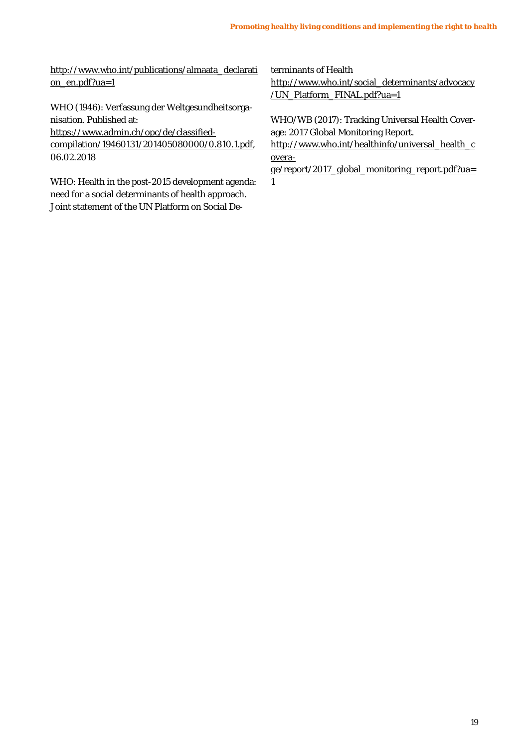http://www.who.int/publications/almaata_declaration_en.pdf?ua=1

WHO (1946): Verfassung der Weltgesundheitsorganisation. Published at:
https://www.admin.ch/opc/de/classified-compilation/19460131/201405080000/0.810.1.pdf, 06.02.2018

WHO: Health in the post-2015 development agenda: need for a social determinants of health approach. Joint statement of the UN Platform on Social Determinants of Health
http://www.who.int/social_determinants/advocacy/UN_Platform_FINAL.pdf?ua=1

WHO/WB (2017): Tracking Universal Health Coverage: 2017 Global Monitoring Report.
http://www.who.int/healthinfo/universal_health_coverage/report/2017_global_monitoring_report.pdf?ua=1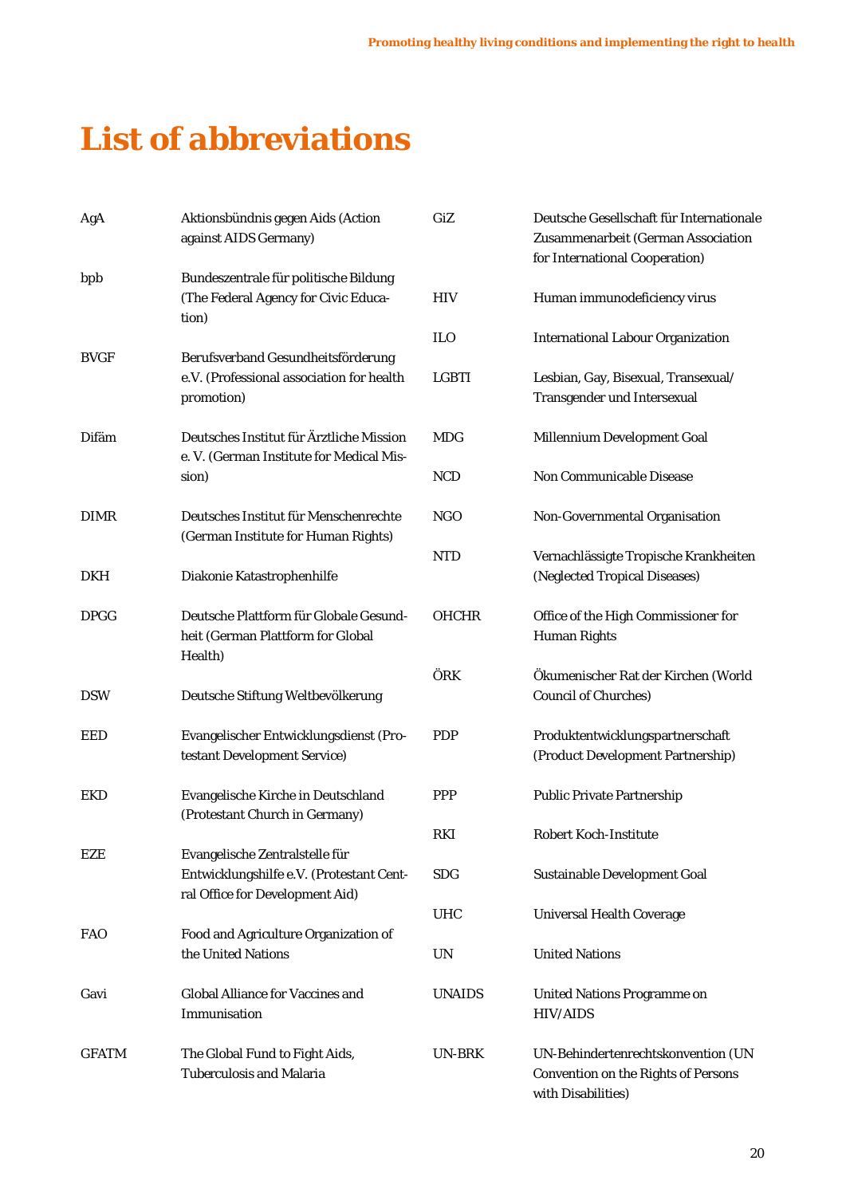# List of abbreviations

| | |
|---|---|
| AgA | Aktionsbündnis gegen Aids (Action against AIDS Germany) |
| bpb | Bundeszentrale für politische Bildung (The Federal Agency for Civic Education) |
| BVGF | Berufsverband Gesundheitsförderung e.V. (Professional association for health promotion) |
| Difäm | Deutsches Institut für Ärztliche Mission e. V. (German Institute for Medical Mission) |
| DIMR | Deutsches Institut für Menschenrechte (German Institute for Human Rights) |
| DKH | Diakonie Katastrophenhilfe |
| DPGG | Deutsche Plattform für Globale Gesundheit (German Plattform for Global Health) |
| DSW | Deutsche Stiftung Weltbevölkerung |
| EED | Evangelischer Entwicklungsdienst (Protestant Development Service) |
| EKD | Evangelische Kirche in Deutschland (Protestant Church in Germany) |
| EZE | Evangelische Zentralstelle für Entwicklungshilfe e.V. (Protestant Central Office for Development Aid) |
| FAO | Food and Agriculture Organization of the United Nations |
| Gavi | Global Alliance for Vaccines and Immunisation |
| GFATM | The Global Fund to Fight Aids, Tuberculosis and Malaria |
| GiZ | Deutsche Gesellschaft für Internationale Zusammenarbeit (German Association for International Cooperation) |
| HIV | Human immunodeficiency virus |
| ILO | International Labour Organization |
| LGBTI | Lesbian, Gay, Bisexual, Transexual/ Transgender und Intersexual |
| MDG | Millennium Development Goal |
| NCD | Non Communicable Disease |
| NGO | Non-Governmental Organisation |
| NTD | Vernachlässigte Tropische Krankheiten (Neglected Tropical Diseases) |
| OHCHR | Office of the High Commissioner for Human Rights |
| ÖRK | Ökumenischer Rat der Kirchen (World Council of Churches) |
| PDP | Produktentwicklungspartnerschaft (Product Development Partnership) |
| PPP | Public Private Partnership |
| RKI | Robert Koch-Institute |
| SDG | Sustainable Development Goal |
| UHC | Universal Health Coverage |
| UN | United Nations |
| UNAIDS | United Nations Programme on HIV/AIDS |
| UN-BRK | UN-Behindertenrechtskonvention (UN Convention on the Rights of Persons with Disabilities) |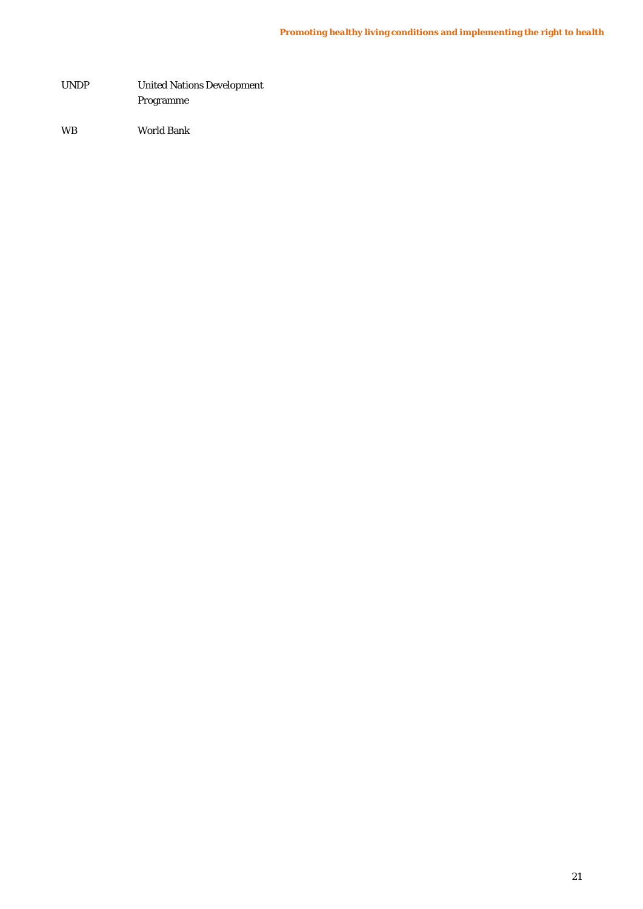| | |
|---|---|
| UNDP | United Nations Development Programme |
| WB | World Bank |